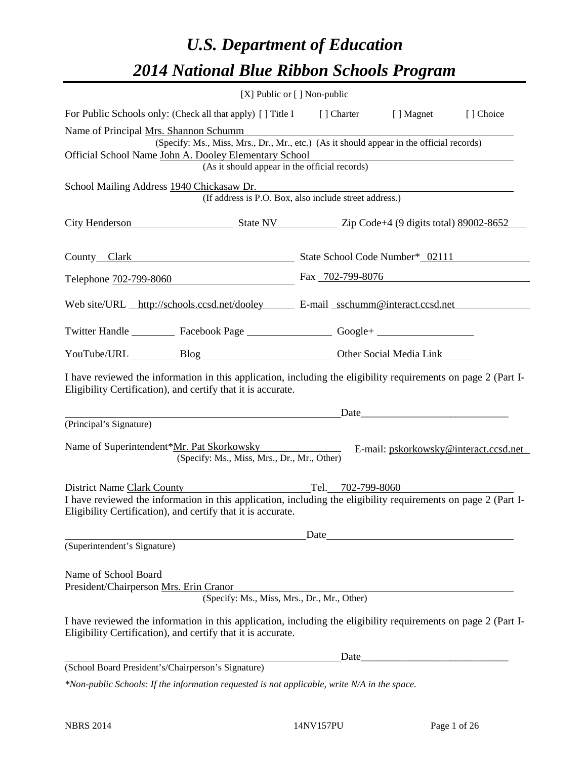# *U.S. Department of Education*

# *2014 National Blue Ribbon Schools Program*

[X] Public or [ ] Non-public

For Public Schools only: (Check all that apply) [ ] Title I [ ] Charter [ ] Magnet [ ] Choice

Name of Principal Mrs. Shannon Schumm
(Specify: Ms., Miss, Mrs., Dr., Mr., etc.) (As it should appear in the official records)

Official School Name John A. Dooley Elementary School
(As it should appear in the official records)

School Mailing Address 1940 Chickasaw Dr.
(If address is P.O. Box, also include street address.)

City Henderson State NV Zip Code+4 (9 digits total) 89002-8652

County Clark State School Code Number* 02111

Telephone 702-799-8060 Fax 702-799-8076

Web site/URL http://schools.ccsd.net/dooley E-mail sschumm@interact.ccsd.net

Twitter Handle ________ Facebook Page ________ Google+ ________

YouTube/URL ________ Blog ________ Other Social Media Link ________

I have reviewed the information in this application, including the eligibility requirements on page 2 (Part I-Eligibility Certification), and certify that it is accurate.

_______________________________ Date_______________________
(Principal's Signature)

Name of Superintendent*Mr. Pat Skorkowsky E-mail: pskorkowsky@interact.ccsd.net
(Specify: Ms., Miss, Mrs., Dr., Mr., Other)

District Name Clark County Tel. 702-799-8060

I have reviewed the information in this application, including the eligibility requirements on page 2 (Part I-Eligibility Certification), and certify that it is accurate.

_______________________________ Date_______________________
(Superintendent's Signature)

Name of School Board
President/Chairperson Mrs. Erin Cranor
(Specify: Ms., Miss, Mrs., Dr., Mr., Other)

I have reviewed the information in this application, including the eligibility requirements on page 2 (Part I-Eligibility Certification), and certify that it is accurate.

_______________________________ Date_______________________
(School Board President's/Chairperson's Signature)

*\*Non-public Schools: If the information requested is not applicable, write N/A in the space.*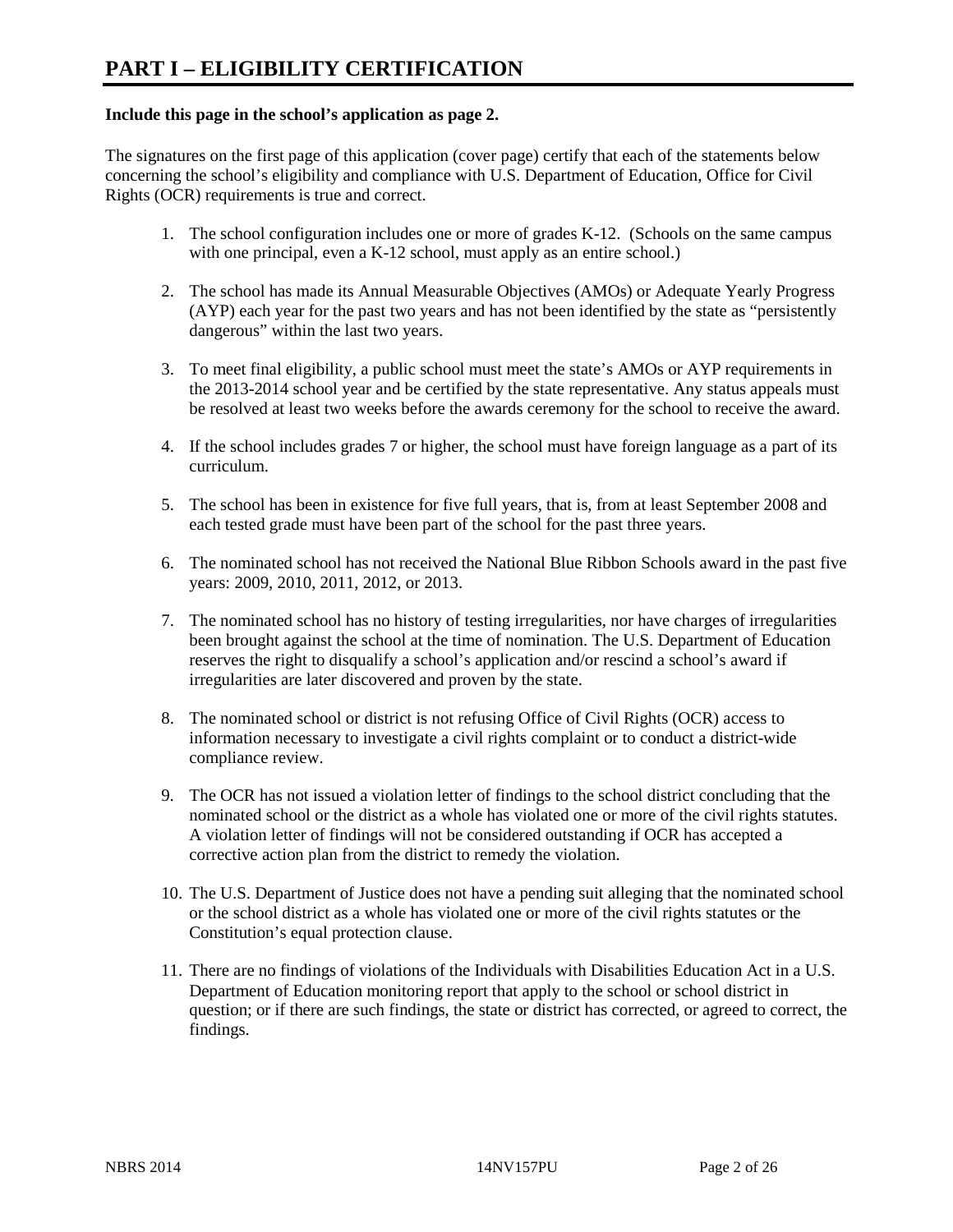# PART I – ELIGIBILITY CERTIFICATION

**Include this page in the school's application as page 2.**

The signatures on the first page of this application (cover page) certify that each of the statements below concerning the school's eligibility and compliance with U.S. Department of Education, Office for Civil Rights (OCR) requirements is true and correct.

1. The school configuration includes one or more of grades K-12. (Schools on the same campus with one principal, even a K-12 school, must apply as an entire school.)

2. The school has made its Annual Measurable Objectives (AMOs) or Adequate Yearly Progress (AYP) each year for the past two years and has not been identified by the state as "persistently dangerous" within the last two years.

3. To meet final eligibility, a public school must meet the state's AMOs or AYP requirements in the 2013-2014 school year and be certified by the state representative. Any status appeals must be resolved at least two weeks before the awards ceremony for the school to receive the award.

4. If the school includes grades 7 or higher, the school must have foreign language as a part of its curriculum.

5. The school has been in existence for five full years, that is, from at least September 2008 and each tested grade must have been part of the school for the past three years.

6. The nominated school has not received the National Blue Ribbon Schools award in the past five years: 2009, 2010, 2011, 2012, or 2013.

7. The nominated school has no history of testing irregularities, nor have charges of irregularities been brought against the school at the time of nomination. The U.S. Department of Education reserves the right to disqualify a school's application and/or rescind a school's award if irregularities are later discovered and proven by the state.

8. The nominated school or district is not refusing Office of Civil Rights (OCR) access to information necessary to investigate a civil rights complaint or to conduct a district-wide compliance review.

9. The OCR has not issued a violation letter of findings to the school district concluding that the nominated school or the district as a whole has violated one or more of the civil rights statutes. A violation letter of findings will not be considered outstanding if OCR has accepted a corrective action plan from the district to remedy the violation.

10. The U.S. Department of Justice does not have a pending suit alleging that the nominated school or the school district as a whole has violated one or more of the civil rights statutes or the Constitution's equal protection clause.

11. There are no findings of violations of the Individuals with Disabilities Education Act in a U.S. Department of Education monitoring report that apply to the school or school district in question; or if there are such findings, the state or district has corrected, or agreed to correct, the findings.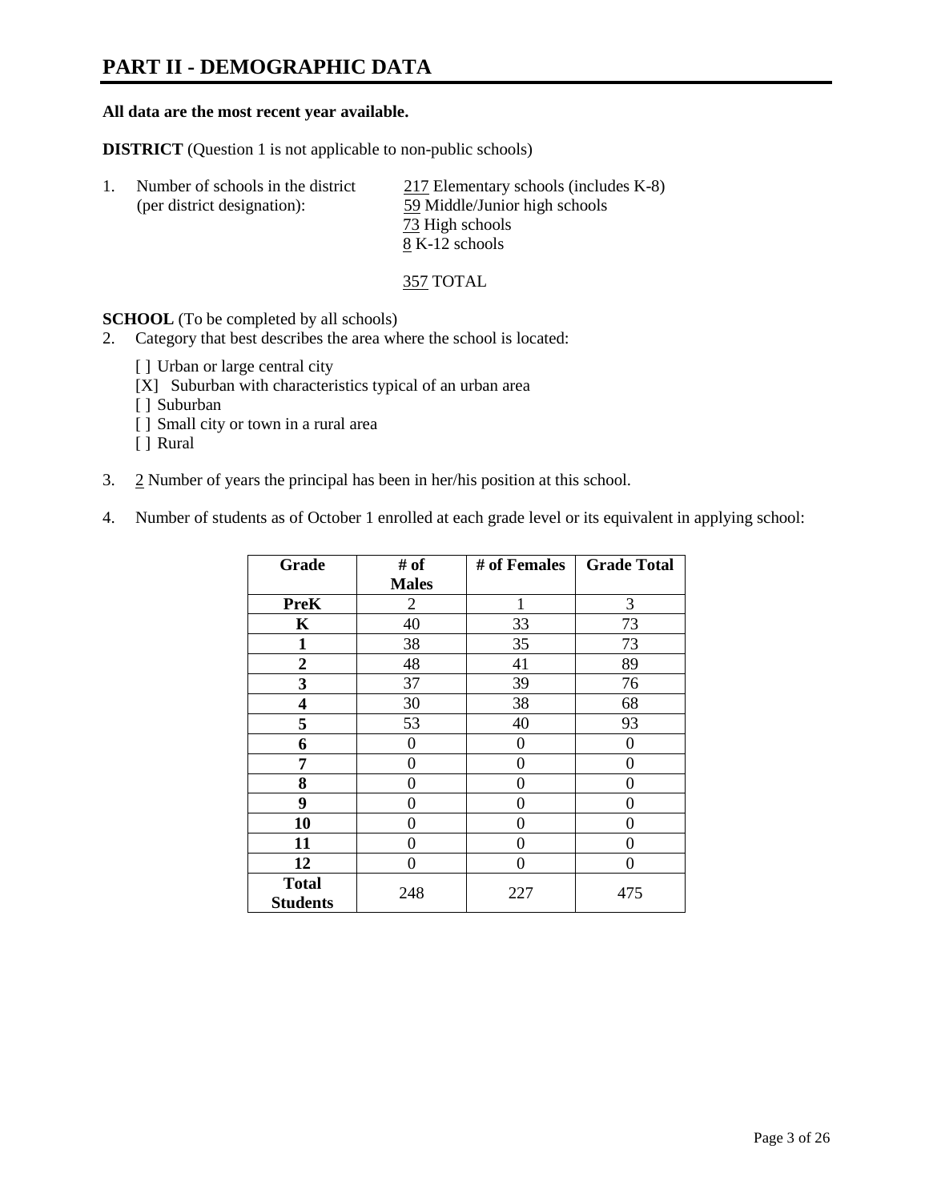# PART II - DEMOGRAPHIC DATA

**All data are the most recent year available.**

**DISTRICT** (Question 1 is not applicable to non-public schools)

1. Number of schools in the district (per district designation):
   217 Elementary schools (includes K-8)
   59 Middle/Junior high schools
   73 High schools
   8 K-12 schools

   357 TOTAL

**SCHOOL** (To be completed by all schools)

2. Category that best describes the area where the school is located:

   [ ] Urban or large central city
   [X] Suburban with characteristics typical of an urban area
   [ ] Suburban
   [ ] Small city or town in a rural area
   [ ] Rural

3. 2 Number of years the principal has been in her/his position at this school.

4. Number of students as of October 1 enrolled at each grade level or its equivalent in applying school:

| Grade | # of Males | # of Females | Grade Total |
|---|---|---|---|
| **PreK** | 2 | 1 | 3 |
| **K** | 40 | 33 | 73 |
| **1** | 38 | 35 | 73 |
| **2** | 48 | 41 | 89 |
| **3** | 37 | 39 | 76 |
| **4** | 30 | 38 | 68 |
| **5** | 53 | 40 | 93 |
| **6** | 0 | 0 | 0 |
| **7** | 0 | 0 | 0 |
| **8** | 0 | 0 | 0 |
| **9** | 0 | 0 | 0 |
| **10** | 0 | 0 | 0 |
| **11** | 0 | 0 | 0 |
| **12** | 0 | 0 | 0 |
| **Total Students** | 248 | 227 | 475 |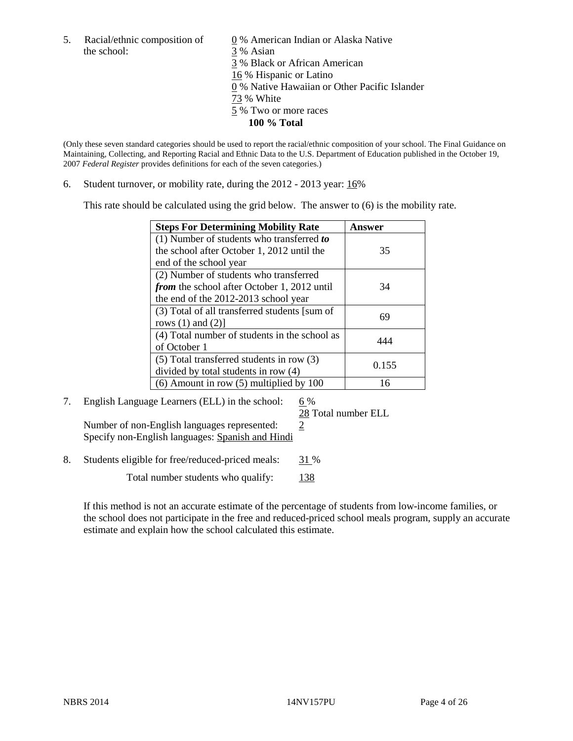5. Racial/ethnic composition of the school:

0 % American Indian or Alaska Native
3 % Asian
3 % Black or African American
16 % Hispanic or Latino
0 % Native Hawaiian or Other Pacific Islander
73 % White
5 % Two or more races
**100 % Total**

(Only these seven standard categories should be used to report the racial/ethnic composition of your school. The Final Guidance on Maintaining, Collecting, and Reporting Racial and Ethnic Data to the U.S. Department of Education published in the October 19, 2007 *Federal Register* provides definitions for each of the seven categories.)

6. Student turnover, or mobility rate, during the 2012 - 2013 year: 16%

This rate should be calculated using the grid below. The answer to (6) is the mobility rate.

| **Steps For Determining Mobility Rate** | **Answer** |
|---|---|
| (1) Number of students who transferred ***to*** the school after October 1, 2012 until the end of the school year | 35 |
| (2) Number of students who transferred ***from*** the school after October 1, 2012 until the end of the 2012-2013 school year | 34 |
| (3) Total of all transferred students [sum of rows (1) and (2)] | 69 |
| (4) Total number of students in the school as of October 1 | 444 |
| (5) Total transferred students in row (3) divided by total students in row (4) | 0.155 |
| (6) Amount in row (5) multiplied by 100 | 16 |

7. English Language Learners (ELL) in the school: 6 %
28 Total number ELL
Number of non-English languages represented: 2
Specify non-English languages: Spanish and Hindi

8. Students eligible for free/reduced-priced meals: 31 %
Total number students who qualify: 138

If this method is not an accurate estimate of the percentage of students from low-income families, or the school does not participate in the free and reduced-priced school meals program, supply an accurate estimate and explain how the school calculated this estimate.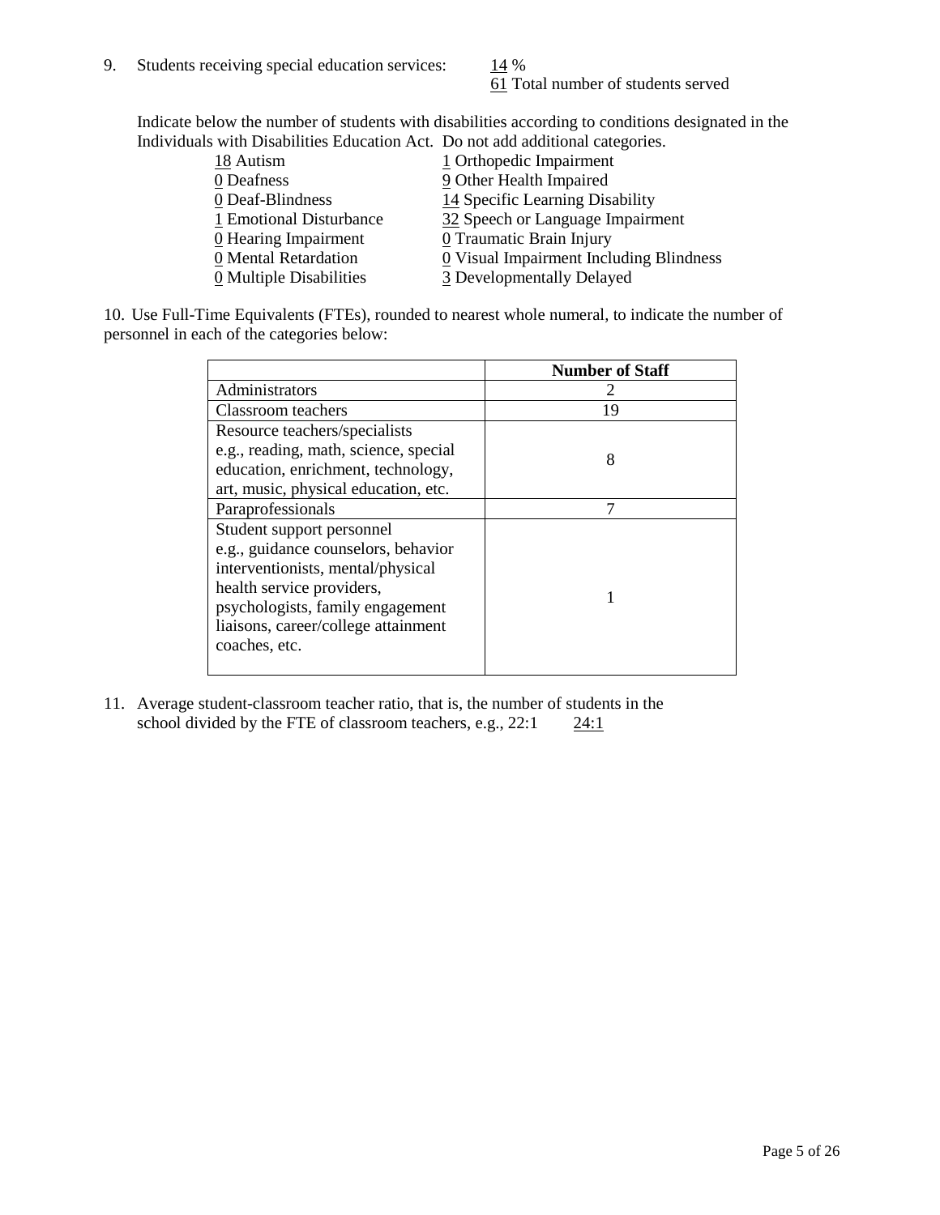9. Students receiving special education services: 14 %
   61 Total number of students served

Indicate below the number of students with disabilities according to conditions designated in the Individuals with Disabilities Education Act. Do not add additional categories.

| | |
|---|---|
| 18 Autism | 1 Orthopedic Impairment |
| 0 Deafness | 9 Other Health Impaired |
| 0 Deaf-Blindness | 14 Specific Learning Disability |
| 1 Emotional Disturbance | 32 Speech or Language Impairment |
| 0 Hearing Impairment | 0 Traumatic Brain Injury |
| 0 Mental Retardation | 0 Visual Impairment Including Blindness |
| 0 Multiple Disabilities | 3 Developmentally Delayed |

10. Use Full-Time Equivalents (FTEs), rounded to nearest whole numeral, to indicate the number of personnel in each of the categories below:

| | Number of Staff |
|---|---|
| Administrators | 2 |
| Classroom teachers | 19 |
| Resource teachers/specialists e.g., reading, math, science, special education, enrichment, technology, art, music, physical education, etc. | 8 |
| Paraprofessionals | 7 |
| Student support personnel e.g., guidance counselors, behavior interventionists, mental/physical health service providers, psychologists, family engagement liaisons, career/college attainment coaches, etc. | 1 |

11. Average student-classroom teacher ratio, that is, the number of students in the school divided by the FTE of classroom teachers, e.g., 22:1 24:1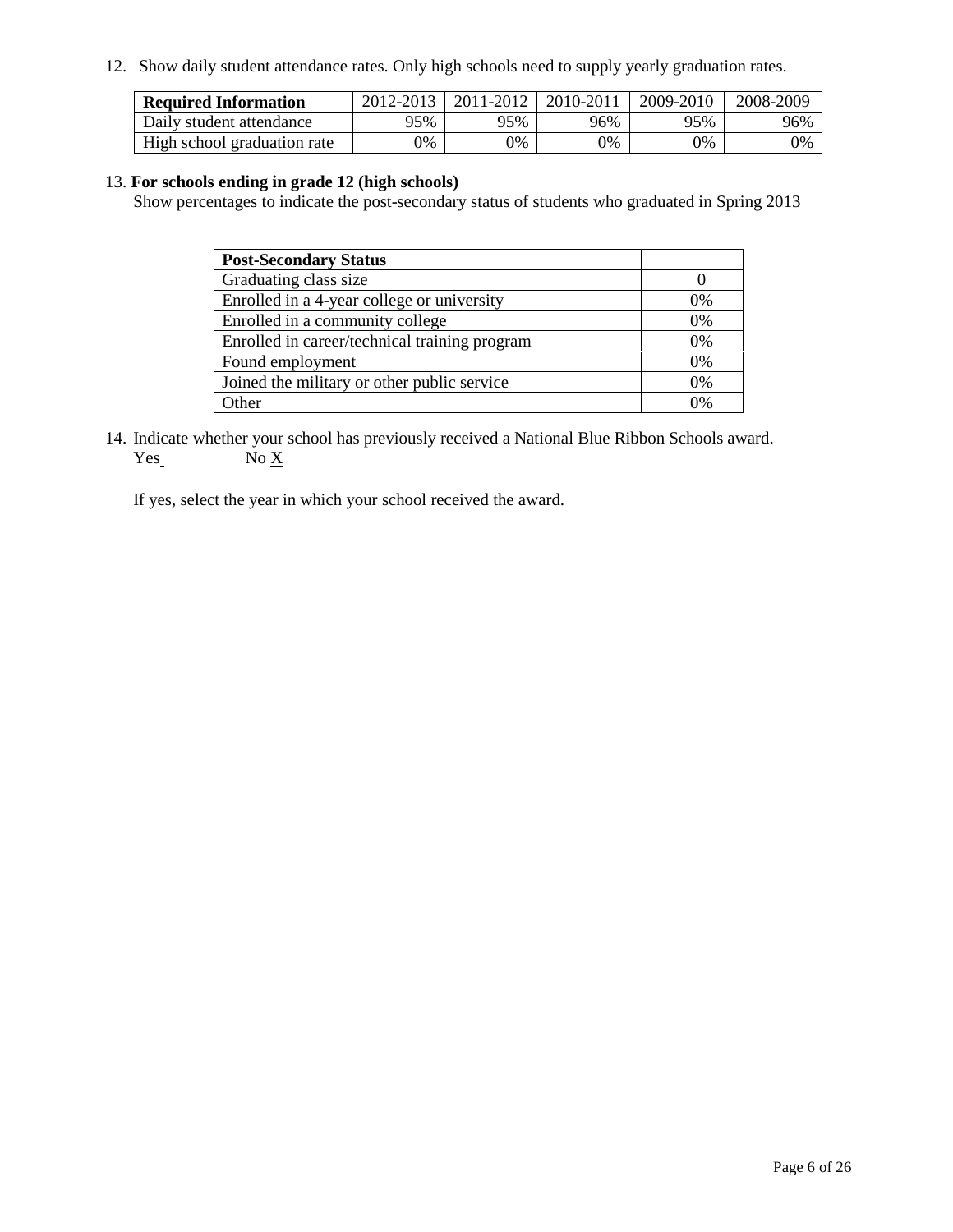12. Show daily student attendance rates. Only high schools need to supply yearly graduation rates.

| Required Information | 2012-2013 | 2011-2012 | 2010-2011 | 2009-2010 | 2008-2009 |
|---|---|---|---|---|---|
| Daily student attendance | 95% | 95% | 96% | 95% | 96% |
| High school graduation rate | 0% | 0% | 0% | 0% | 0% |

13. **For schools ending in grade 12 (high schools)**
Show percentages to indicate the post-secondary status of students who graduated in Spring 2013

| Post-Secondary Status | |
|---|---|
| Graduating class size | 0 |
| Enrolled in a 4-year college or university | 0% |
| Enrolled in a community college | 0% |
| Enrolled in career/technical training program | 0% |
| Found employment | 0% |
| Joined the military or other public service | 0% |
| Other | 0% |

14. Indicate whether your school has previously received a National Blue Ribbon Schools award.
Yes       No X

If yes, select the year in which your school received the award.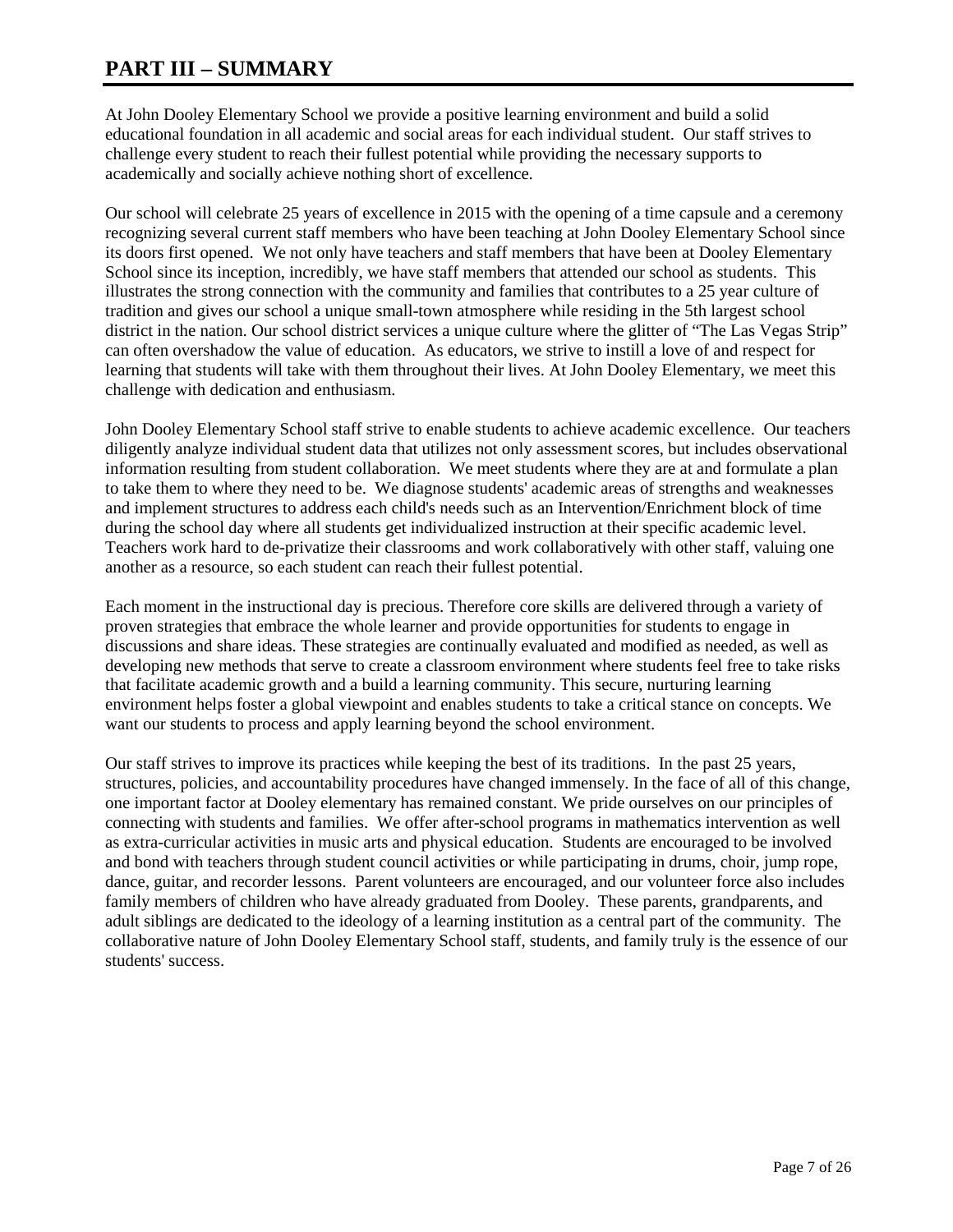# PART III – SUMMARY

At John Dooley Elementary School we provide a positive learning environment and build a solid educational foundation in all academic and social areas for each individual student. Our staff strives to challenge every student to reach their fullest potential while providing the necessary supports to academically and socially achieve nothing short of excellence.

Our school will celebrate 25 years of excellence in 2015 with the opening of a time capsule and a ceremony recognizing several current staff members who have been teaching at John Dooley Elementary School since its doors first opened. We not only have teachers and staff members that have been at Dooley Elementary School since its inception, incredibly, we have staff members that attended our school as students. This illustrates the strong connection with the community and families that contributes to a 25 year culture of tradition and gives our school a unique small-town atmosphere while residing in the 5th largest school district in the nation. Our school district services a unique culture where the glitter of "The Las Vegas Strip" can often overshadow the value of education. As educators, we strive to instill a love of and respect for learning that students will take with them throughout their lives. At John Dooley Elementary, we meet this challenge with dedication and enthusiasm.

John Dooley Elementary School staff strive to enable students to achieve academic excellence. Our teachers diligently analyze individual student data that utilizes not only assessment scores, but includes observational information resulting from student collaboration. We meet students where they are at and formulate a plan to take them to where they need to be. We diagnose students' academic areas of strengths and weaknesses and implement structures to address each child's needs such as an Intervention/Enrichment block of time during the school day where all students get individualized instruction at their specific academic level. Teachers work hard to de-privatize their classrooms and work collaboratively with other staff, valuing one another as a resource, so each student can reach their fullest potential.

Each moment in the instructional day is precious. Therefore core skills are delivered through a variety of proven strategies that embrace the whole learner and provide opportunities for students to engage in discussions and share ideas. These strategies are continually evaluated and modified as needed, as well as developing new methods that serve to create a classroom environment where students feel free to take risks that facilitate academic growth and a build a learning community. This secure, nurturing learning environment helps foster a global viewpoint and enables students to take a critical stance on concepts. We want our students to process and apply learning beyond the school environment.

Our staff strives to improve its practices while keeping the best of its traditions. In the past 25 years, structures, policies, and accountability procedures have changed immensely. In the face of all of this change, one important factor at Dooley elementary has remained constant. We pride ourselves on our principles of connecting with students and families. We offer after-school programs in mathematics intervention as well as extra-curricular activities in music arts and physical education. Students are encouraged to be involved and bond with teachers through student council activities or while participating in drums, choir, jump rope, dance, guitar, and recorder lessons. Parent volunteers are encouraged, and our volunteer force also includes family members of children who have already graduated from Dooley. These parents, grandparents, and adult siblings are dedicated to the ideology of a learning institution as a central part of the community. The collaborative nature of John Dooley Elementary School staff, students, and family truly is the essence of our students' success.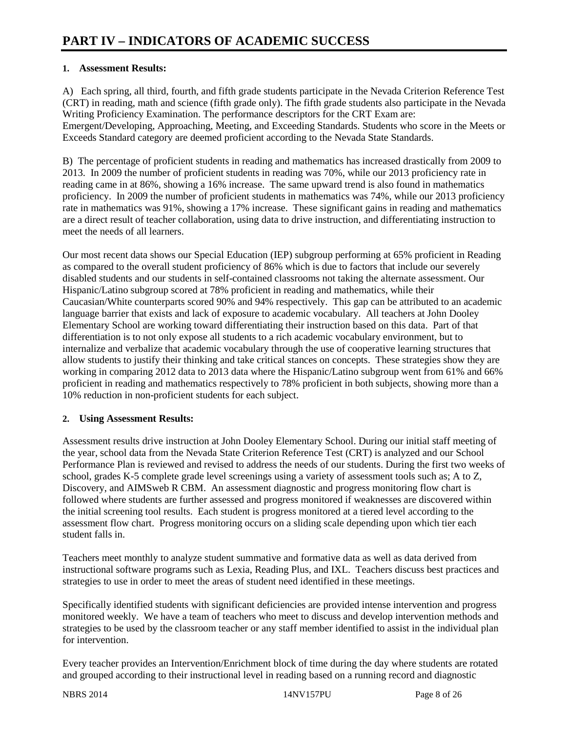# PART IV – INDICATORS OF ACADEMIC SUCCESS

**1. Assessment Results:**

A) Each spring, all third, fourth, and fifth grade students participate in the Nevada Criterion Reference Test (CRT) in reading, math and science (fifth grade only). The fifth grade students also participate in the Nevada Writing Proficiency Examination. The performance descriptors for the CRT Exam are: Emergent/Developing, Approaching, Meeting, and Exceeding Standards. Students who score in the Meets or Exceeds Standard category are deemed proficient according to the Nevada State Standards.

B) The percentage of proficient students in reading and mathematics has increased drastically from 2009 to 2013. In 2009 the number of proficient students in reading was 70%, while our 2013 proficiency rate in reading came in at 86%, showing a 16% increase. The same upward trend is also found in mathematics proficiency. In 2009 the number of proficient students in mathematics was 74%, while our 2013 proficiency rate in mathematics was 91%, showing a 17% increase. These significant gains in reading and mathematics are a direct result of teacher collaboration, using data to drive instruction, and differentiating instruction to meet the needs of all learners.

Our most recent data shows our Special Education (IEP) subgroup performing at 65% proficient in Reading as compared to the overall student proficiency of 86% which is due to factors that include our severely disabled students and our students in self-contained classrooms not taking the alternate assessment. Our Hispanic/Latino subgroup scored at 78% proficient in reading and mathematics, while their Caucasian/White counterparts scored 90% and 94% respectively. This gap can be attributed to an academic language barrier that exists and lack of exposure to academic vocabulary. All teachers at John Dooley Elementary School are working toward differentiating their instruction based on this data. Part of that differentiation is to not only expose all students to a rich academic vocabulary environment, but to internalize and verbalize that academic vocabulary through the use of cooperative learning structures that allow students to justify their thinking and take critical stances on concepts. These strategies show they are working in comparing 2012 data to 2013 data where the Hispanic/Latino subgroup went from 61% and 66% proficient in reading and mathematics respectively to 78% proficient in both subjects, showing more than a 10% reduction in non-proficient students for each subject.

**2. Using Assessment Results:**

Assessment results drive instruction at John Dooley Elementary School. During our initial staff meeting of the year, school data from the Nevada State Criterion Reference Test (CRT) is analyzed and our School Performance Plan is reviewed and revised to address the needs of our students. During the first two weeks of school, grades K-5 complete grade level screenings using a variety of assessment tools such as; A to Z, Discovery, and AIMSweb R CBM. An assessment diagnostic and progress monitoring flow chart is followed where students are further assessed and progress monitored if weaknesses are discovered within the initial screening tool results. Each student is progress monitored at a tiered level according to the assessment flow chart. Progress monitoring occurs on a sliding scale depending upon which tier each student falls in.

Teachers meet monthly to analyze student summative and formative data as well as data derived from instructional software programs such as Lexia, Reading Plus, and IXL. Teachers discuss best practices and strategies to use in order to meet the areas of student need identified in these meetings.

Specifically identified students with significant deficiencies are provided intense intervention and progress monitored weekly. We have a team of teachers who meet to discuss and develop intervention methods and strategies to be used by the classroom teacher or any staff member identified to assist in the individual plan for intervention.

Every teacher provides an Intervention/Enrichment block of time during the day where students are rotated and grouped according to their instructional level in reading based on a running record and diagnostic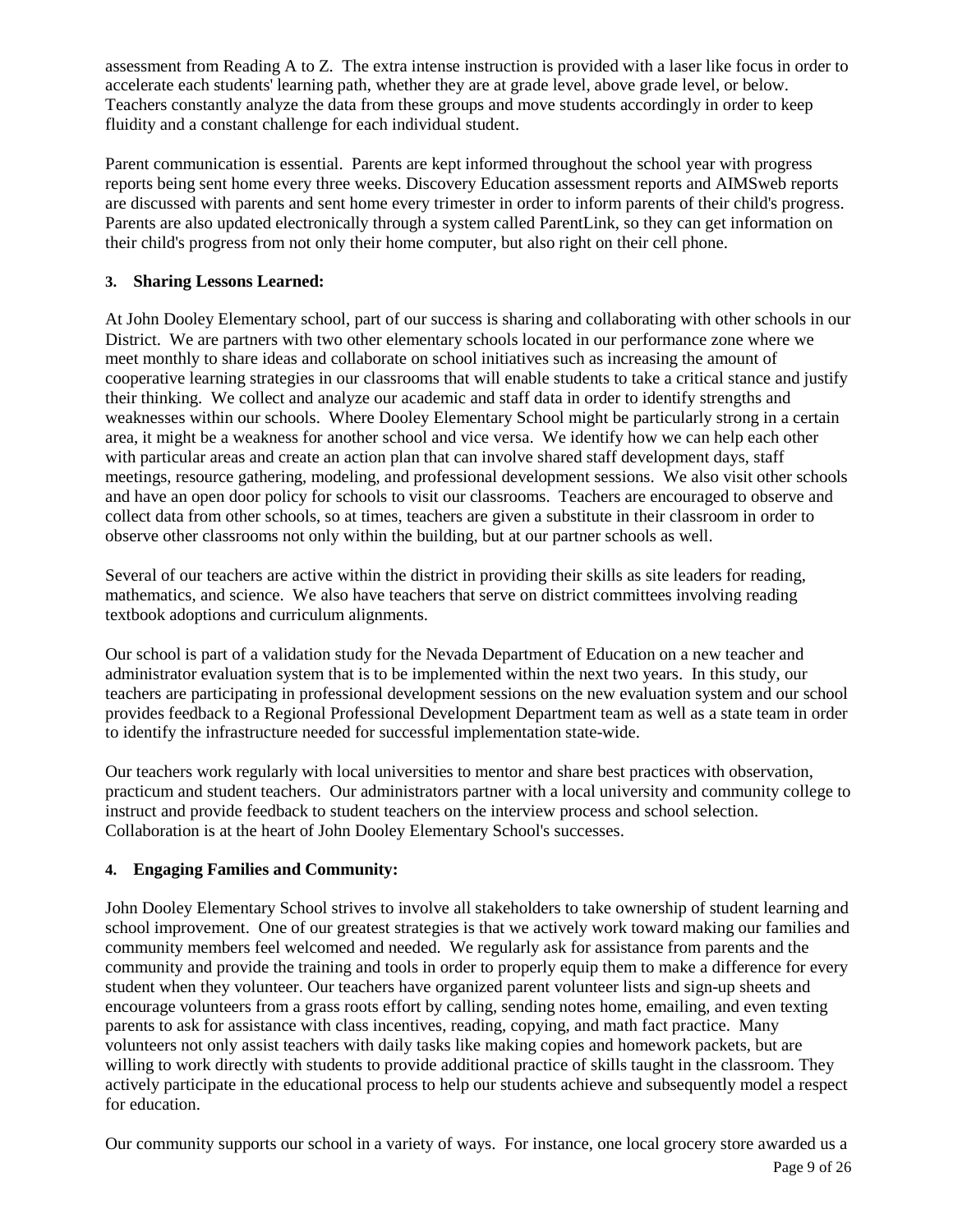assessment from Reading A to Z. The extra intense instruction is provided with a laser like focus in order to accelerate each students' learning path, whether they are at grade level, above grade level, or below. Teachers constantly analyze the data from these groups and move students accordingly in order to keep fluidity and a constant challenge for each individual student.

Parent communication is essential. Parents are kept informed throughout the school year with progress reports being sent home every three weeks. Discovery Education assessment reports and AIMSweb reports are discussed with parents and sent home every trimester in order to inform parents of their child's progress. Parents are also updated electronically through a system called ParentLink, so they can get information on their child's progress from not only their home computer, but also right on their cell phone.

**3. Sharing Lessons Learned:**

At John Dooley Elementary school, part of our success is sharing and collaborating with other schools in our District. We are partners with two other elementary schools located in our performance zone where we meet monthly to share ideas and collaborate on school initiatives such as increasing the amount of cooperative learning strategies in our classrooms that will enable students to take a critical stance and justify their thinking. We collect and analyze our academic and staff data in order to identify strengths and weaknesses within our schools. Where Dooley Elementary School might be particularly strong in a certain area, it might be a weakness for another school and vice versa. We identify how we can help each other with particular areas and create an action plan that can involve shared staff development days, staff meetings, resource gathering, modeling, and professional development sessions. We also visit other schools and have an open door policy for schools to visit our classrooms. Teachers are encouraged to observe and collect data from other schools, so at times, teachers are given a substitute in their classroom in order to observe other classrooms not only within the building, but at our partner schools as well.

Several of our teachers are active within the district in providing their skills as site leaders for reading, mathematics, and science. We also have teachers that serve on district committees involving reading textbook adoptions and curriculum alignments.

Our school is part of a validation study for the Nevada Department of Education on a new teacher and administrator evaluation system that is to be implemented within the next two years. In this study, our teachers are participating in professional development sessions on the new evaluation system and our school provides feedback to a Regional Professional Development Department team as well as a state team in order to identify the infrastructure needed for successful implementation state-wide.

Our teachers work regularly with local universities to mentor and share best practices with observation, practicum and student teachers. Our administrators partner with a local university and community college to instruct and provide feedback to student teachers on the interview process and school selection. Collaboration is at the heart of John Dooley Elementary School's successes.

**4. Engaging Families and Community:**

John Dooley Elementary School strives to involve all stakeholders to take ownership of student learning and school improvement. One of our greatest strategies is that we actively work toward making our families and community members feel welcomed and needed. We regularly ask for assistance from parents and the community and provide the training and tools in order to properly equip them to make a difference for every student when they volunteer. Our teachers have organized parent volunteer lists and sign-up sheets and encourage volunteers from a grass roots effort by calling, sending notes home, emailing, and even texting parents to ask for assistance with class incentives, reading, copying, and math fact practice. Many volunteers not only assist teachers with daily tasks like making copies and homework packets, but are willing to work directly with students to provide additional practice of skills taught in the classroom. They actively participate in the educational process to help our students achieve and subsequently model a respect for education.

Our community supports our school in a variety of ways. For instance, one local grocery store awarded us a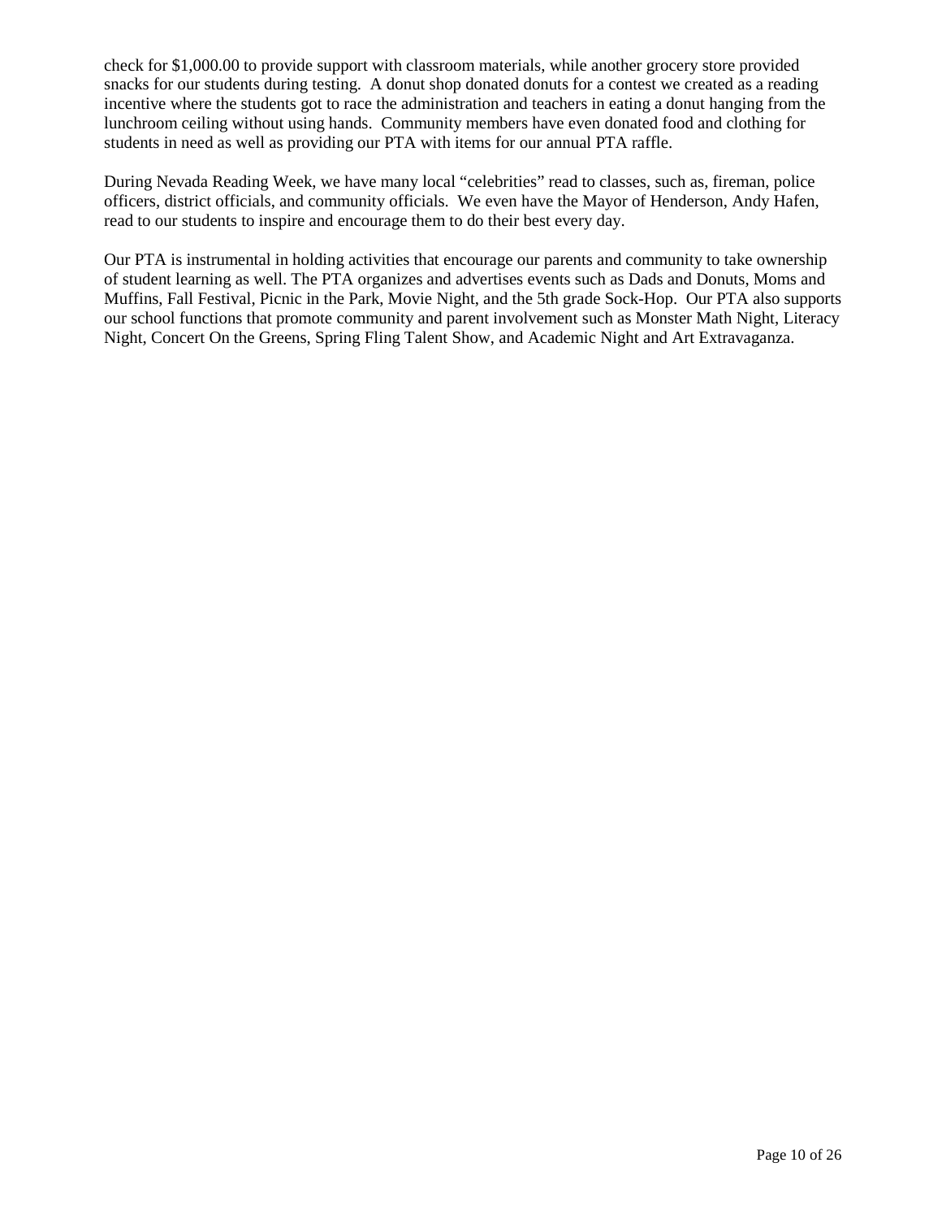check for $1,000.00 to provide support with classroom materials, while another grocery store provided snacks for our students during testing. A donut shop donated donuts for a contest we created as a reading incentive where the students got to race the administration and teachers in eating a donut hanging from the lunchroom ceiling without using hands. Community members have even donated food and clothing for students in need as well as providing our PTA with items for our annual PTA raffle.

During Nevada Reading Week, we have many local "celebrities" read to classes, such as, fireman, police officers, district officials, and community officials. We even have the Mayor of Henderson, Andy Hafen, read to our students to inspire and encourage them to do their best every day.

Our PTA is instrumental in holding activities that encourage our parents and community to take ownership of student learning as well. The PTA organizes and advertises events such as Dads and Donuts, Moms and Muffins, Fall Festival, Picnic in the Park, Movie Night, and the 5th grade Sock-Hop. Our PTA also supports our school functions that promote community and parent involvement such as Monster Math Night, Literacy Night, Concert On the Greens, Spring Fling Talent Show, and Academic Night and Art Extravaganza.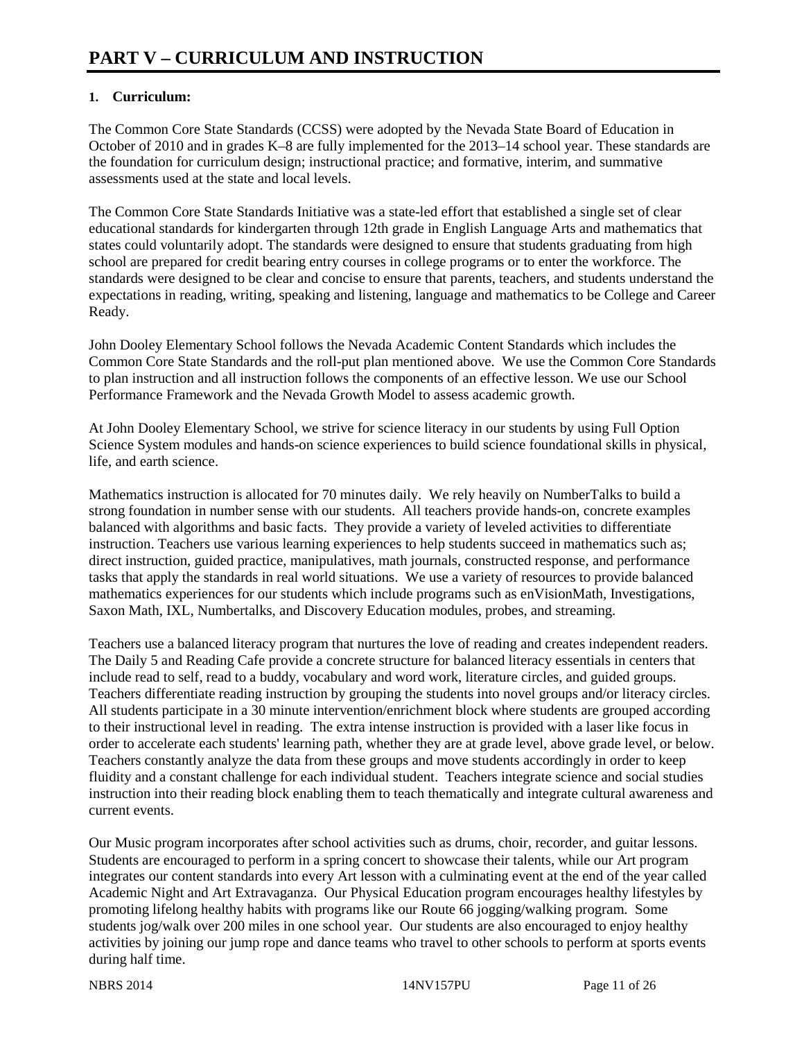# PART V – CURRICULUM AND INSTRUCTION

## 1. Curriculum:

The Common Core State Standards (CCSS) were adopted by the Nevada State Board of Education in October of 2010 and in grades K–8 are fully implemented for the 2013–14 school year. These standards are the foundation for curriculum design; instructional practice; and formative, interim, and summative assessments used at the state and local levels.

The Common Core State Standards Initiative was a state-led effort that established a single set of clear educational standards for kindergarten through 12th grade in English Language Arts and mathematics that states could voluntarily adopt. The standards were designed to ensure that students graduating from high school are prepared for credit bearing entry courses in college programs or to enter the workforce. The standards were designed to be clear and concise to ensure that parents, teachers, and students understand the expectations in reading, writing, speaking and listening, language and mathematics to be College and Career Ready.

John Dooley Elementary School follows the Nevada Academic Content Standards which includes the Common Core State Standards and the roll-put plan mentioned above. We use the Common Core Standards to plan instruction and all instruction follows the components of an effective lesson. We use our School Performance Framework and the Nevada Growth Model to assess academic growth.

At John Dooley Elementary School, we strive for science literacy in our students by using Full Option Science System modules and hands-on science experiences to build science foundational skills in physical, life, and earth science.

Mathematics instruction is allocated for 70 minutes daily. We rely heavily on NumberTalks to build a strong foundation in number sense with our students. All teachers provide hands-on, concrete examples balanced with algorithms and basic facts. They provide a variety of leveled activities to differentiate instruction. Teachers use various learning experiences to help students succeed in mathematics such as; direct instruction, guided practice, manipulatives, math journals, constructed response, and performance tasks that apply the standards in real world situations. We use a variety of resources to provide balanced mathematics experiences for our students which include programs such as enVisionMath, Investigations, Saxon Math, IXL, Numbertalks, and Discovery Education modules, probes, and streaming.

Teachers use a balanced literacy program that nurtures the love of reading and creates independent readers. The Daily 5 and Reading Cafe provide a concrete structure for balanced literacy essentials in centers that include read to self, read to a buddy, vocabulary and word work, literature circles, and guided groups. Teachers differentiate reading instruction by grouping the students into novel groups and/or literacy circles. All students participate in a 30 minute intervention/enrichment block where students are grouped according to their instructional level in reading. The extra intense instruction is provided with a laser like focus in order to accelerate each students' learning path, whether they are at grade level, above grade level, or below. Teachers constantly analyze the data from these groups and move students accordingly in order to keep fluidity and a constant challenge for each individual student. Teachers integrate science and social studies instruction into their reading block enabling them to teach thematically and integrate cultural awareness and current events.

Our Music program incorporates after school activities such as drums, choir, recorder, and guitar lessons. Students are encouraged to perform in a spring concert to showcase their talents, while our Art program integrates our content standards into every Art lesson with a culminating event at the end of the year called Academic Night and Art Extravaganza. Our Physical Education program encourages healthy lifestyles by promoting lifelong healthy habits with programs like our Route 66 jogging/walking program. Some students jog/walk over 200 miles in one school year. Our students are also encouraged to enjoy healthy activities by joining our jump rope and dance teams who travel to other schools to perform at sports events during half time.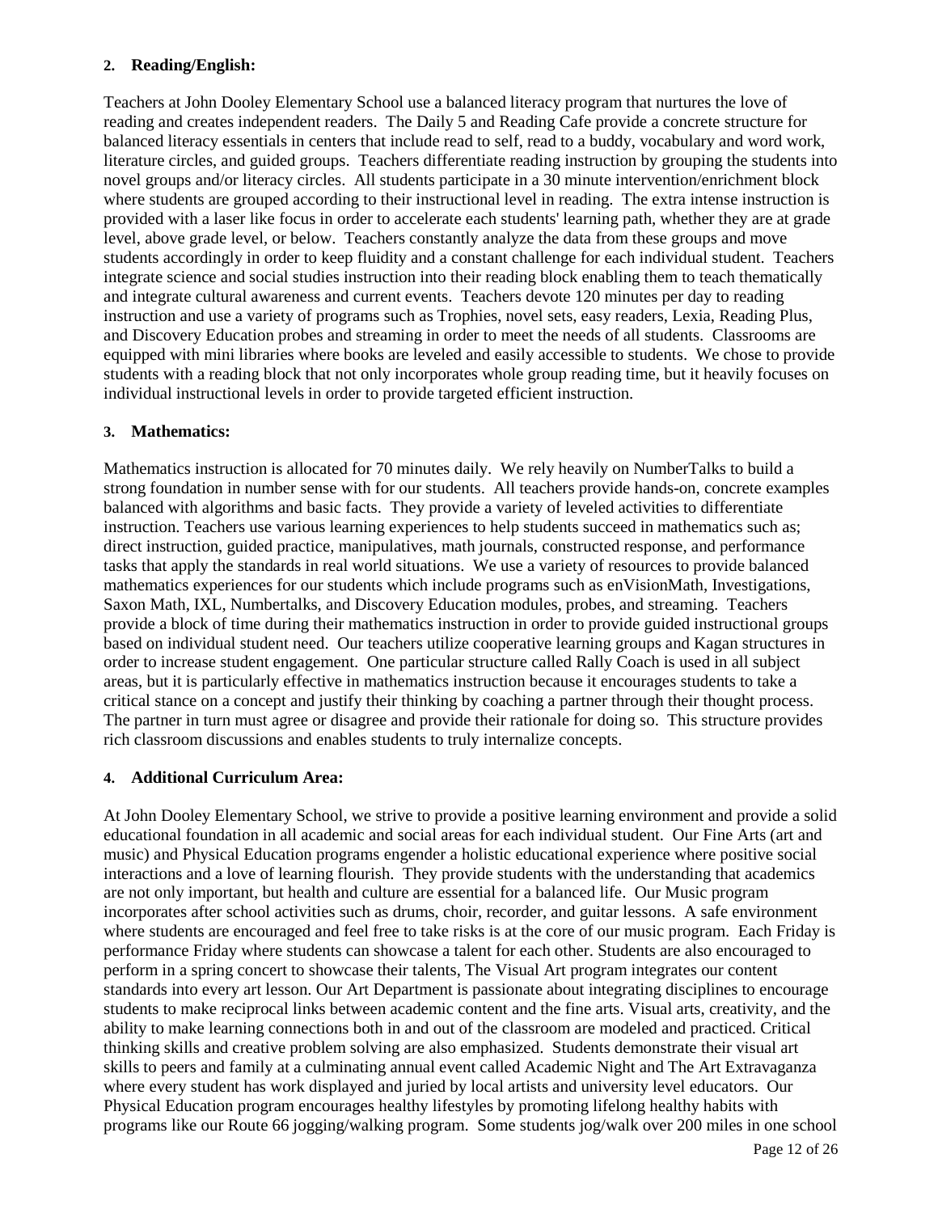**2. Reading/English:**

Teachers at John Dooley Elementary School use a balanced literacy program that nurtures the love of reading and creates independent readers. The Daily 5 and Reading Cafe provide a concrete structure for balanced literacy essentials in centers that include read to self, read to a buddy, vocabulary and word work, literature circles, and guided groups. Teachers differentiate reading instruction by grouping the students into novel groups and/or literacy circles. All students participate in a 30 minute intervention/enrichment block where students are grouped according to their instructional level in reading. The extra intense instruction is provided with a laser like focus in order to accelerate each students' learning path, whether they are at grade level, above grade level, or below. Teachers constantly analyze the data from these groups and move students accordingly in order to keep fluidity and a constant challenge for each individual student. Teachers integrate science and social studies instruction into their reading block enabling them to teach thematically and integrate cultural awareness and current events. Teachers devote 120 minutes per day to reading instruction and use a variety of programs such as Trophies, novel sets, easy readers, Lexia, Reading Plus, and Discovery Education probes and streaming in order to meet the needs of all students. Classrooms are equipped with mini libraries where books are leveled and easily accessible to students. We chose to provide students with a reading block that not only incorporates whole group reading time, but it heavily focuses on individual instructional levels in order to provide targeted efficient instruction.

**3. Mathematics:**

Mathematics instruction is allocated for 70 minutes daily. We rely heavily on NumberTalks to build a strong foundation in number sense with for our students. All teachers provide hands-on, concrete examples balanced with algorithms and basic facts. They provide a variety of leveled activities to differentiate instruction. Teachers use various learning experiences to help students succeed in mathematics such as; direct instruction, guided practice, manipulatives, math journals, constructed response, and performance tasks that apply the standards in real world situations. We use a variety of resources to provide balanced mathematics experiences for our students which include programs such as enVisionMath, Investigations, Saxon Math, IXL, Numbertalks, and Discovery Education modules, probes, and streaming. Teachers provide a block of time during their mathematics instruction in order to provide guided instructional groups based on individual student need. Our teachers utilize cooperative learning groups and Kagan structures in order to increase student engagement. One particular structure called Rally Coach is used in all subject areas, but it is particularly effective in mathematics instruction because it encourages students to take a critical stance on a concept and justify their thinking by coaching a partner through their thought process. The partner in turn must agree or disagree and provide their rationale for doing so. This structure provides rich classroom discussions and enables students to truly internalize concepts.

**4. Additional Curriculum Area:**

At John Dooley Elementary School, we strive to provide a positive learning environment and provide a solid educational foundation in all academic and social areas for each individual student. Our Fine Arts (art and music) and Physical Education programs engender a holistic educational experience where positive social interactions and a love of learning flourish. They provide students with the understanding that academics are not only important, but health and culture are essential for a balanced life. Our Music program incorporates after school activities such as drums, choir, recorder, and guitar lessons. A safe environment where students are encouraged and feel free to take risks is at the core of our music program. Each Friday is performance Friday where students can showcase a talent for each other. Students are also encouraged to perform in a spring concert to showcase their talents, The Visual Art program integrates our content standards into every art lesson. Our Art Department is passionate about integrating disciplines to encourage students to make reciprocal links between academic content and the fine arts. Visual arts, creativity, and the ability to make learning connections both in and out of the classroom are modeled and practiced. Critical thinking skills and creative problem solving are also emphasized. Students demonstrate their visual art skills to peers and family at a culminating annual event called Academic Night and The Art Extravaganza where every student has work displayed and juried by local artists and university level educators. Our Physical Education program encourages healthy lifestyles by promoting lifelong healthy habits with programs like our Route 66 jogging/walking program. Some students jog/walk over 200 miles in one school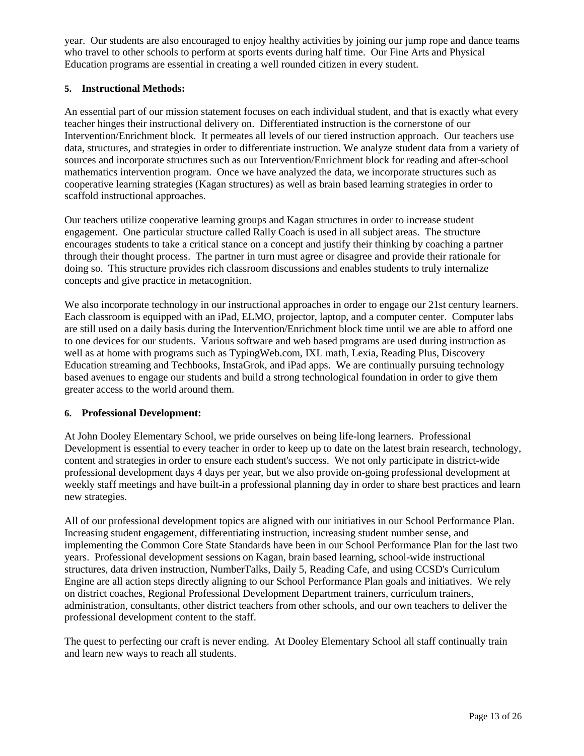year. Our students are also encouraged to enjoy healthy activities by joining our jump rope and dance teams who travel to other schools to perform at sports events during half time. Our Fine Arts and Physical Education programs are essential in creating a well rounded citizen in every student.

**5. Instructional Methods:**

An essential part of our mission statement focuses on each individual student, and that is exactly what every teacher hinges their instructional delivery on. Differentiated instruction is the cornerstone of our Intervention/Enrichment block. It permeates all levels of our tiered instruction approach. Our teachers use data, structures, and strategies in order to differentiate instruction. We analyze student data from a variety of sources and incorporate structures such as our Intervention/Enrichment block for reading and after-school mathematics intervention program. Once we have analyzed the data, we incorporate structures such as cooperative learning strategies (Kagan structures) as well as brain based learning strategies in order to scaffold instructional approaches.

Our teachers utilize cooperative learning groups and Kagan structures in order to increase student engagement. One particular structure called Rally Coach is used in all subject areas. The structure encourages students to take a critical stance on a concept and justify their thinking by coaching a partner through their thought process. The partner in turn must agree or disagree and provide their rationale for doing so. This structure provides rich classroom discussions and enables students to truly internalize concepts and give practice in metacognition.

We also incorporate technology in our instructional approaches in order to engage our 21st century learners. Each classroom is equipped with an iPad, ELMO, projector, laptop, and a computer center. Computer labs are still used on a daily basis during the Intervention/Enrichment block time until we are able to afford one to one devices for our students. Various software and web based programs are used during instruction as well as at home with programs such as TypingWeb.com, IXL math, Lexia, Reading Plus, Discovery Education streaming and Techbooks, InstaGrok, and iPad apps. We are continually pursuing technology based avenues to engage our students and build a strong technological foundation in order to give them greater access to the world around them.

**6. Professional Development:**

At John Dooley Elementary School, we pride ourselves on being life-long learners. Professional Development is essential to every teacher in order to keep up to date on the latest brain research, technology, content and strategies in order to ensure each student's success. We not only participate in district-wide professional development days 4 days per year, but we also provide on-going professional development at weekly staff meetings and have built-in a professional planning day in order to share best practices and learn new strategies.

All of our professional development topics are aligned with our initiatives in our School Performance Plan. Increasing student engagement, differentiating instruction, increasing student number sense, and implementing the Common Core State Standards have been in our School Performance Plan for the last two years. Professional development sessions on Kagan, brain based learning, school-wide instructional structures, data driven instruction, NumberTalks, Daily 5, Reading Cafe, and using CCSD's Curriculum Engine are all action steps directly aligning to our School Performance Plan goals and initiatives. We rely on district coaches, Regional Professional Development Department trainers, curriculum trainers, administration, consultants, other district teachers from other schools, and our own teachers to deliver the professional development content to the staff.

The quest to perfecting our craft is never ending. At Dooley Elementary School all staff continually train and learn new ways to reach all students.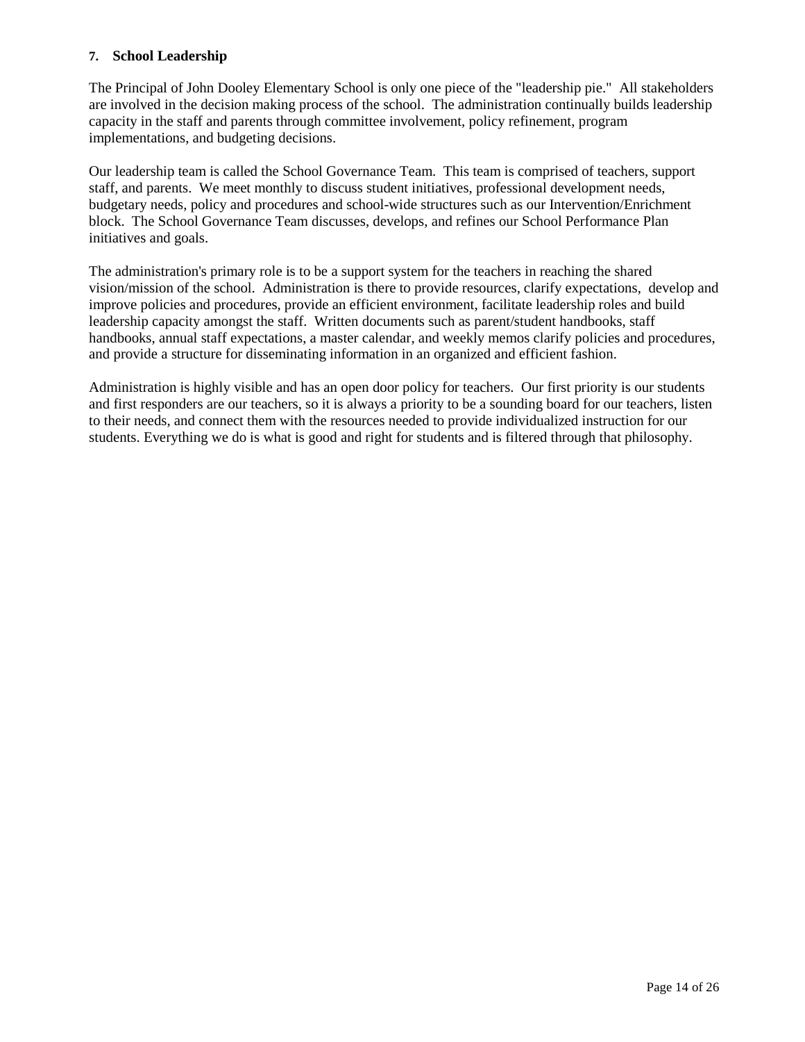### 7. School Leadership

The Principal of John Dooley Elementary School is only one piece of the "leadership pie." All stakeholders are involved in the decision making process of the school. The administration continually builds leadership capacity in the staff and parents through committee involvement, policy refinement, program implementations, and budgeting decisions.

Our leadership team is called the School Governance Team. This team is comprised of teachers, support staff, and parents. We meet monthly to discuss student initiatives, professional development needs, budgetary needs, policy and procedures and school-wide structures such as our Intervention/Enrichment block. The School Governance Team discusses, develops, and refines our School Performance Plan initiatives and goals.

The administration's primary role is to be a support system for the teachers in reaching the shared vision/mission of the school. Administration is there to provide resources, clarify expectations, develop and improve policies and procedures, provide an efficient environment, facilitate leadership roles and build leadership capacity amongst the staff. Written documents such as parent/student handbooks, staff handbooks, annual staff expectations, a master calendar, and weekly memos clarify policies and procedures, and provide a structure for disseminating information in an organized and efficient fashion.

Administration is highly visible and has an open door policy for teachers. Our first priority is our students and first responders are our teachers, so it is always a priority to be a sounding board for our teachers, listen to their needs, and connect them with the resources needed to provide individualized instruction for our students. Everything we do is what is good and right for students and is filtered through that philosophy.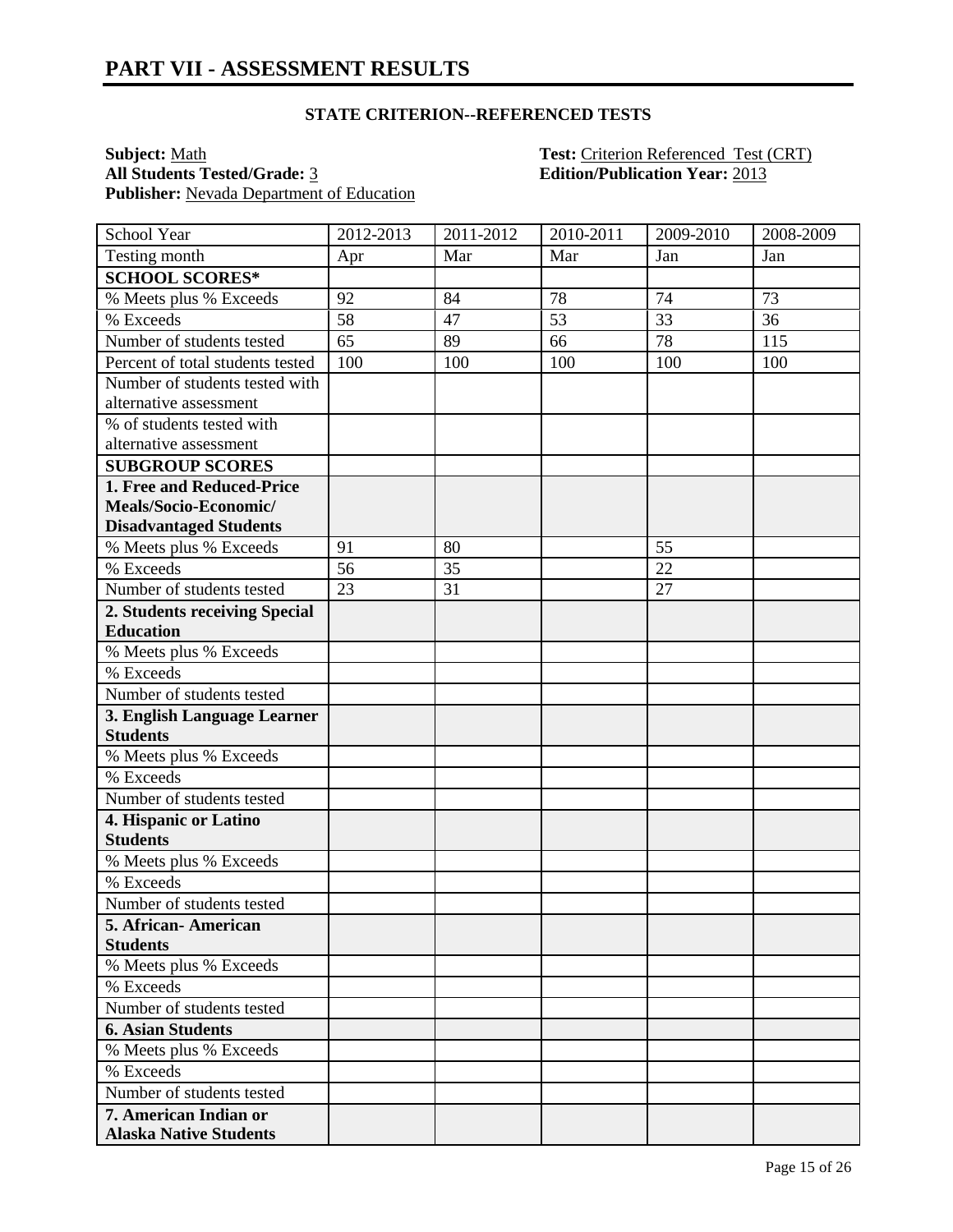# PART VII - ASSESSMENT RESULTS

### STATE CRITERION--REFERENCED TESTS

**Subject:** Math
**All Students Tested/Grade:** 3
**Publisher:** Nevada Department of Education

**Test:** Criterion Referenced Test (CRT)
**Edition/Publication Year:** 2013

| School Year | 2012-2013 | 2011-2012 | 2010-2011 | 2009-2010 | 2008-2009 |
|---|---|---|---|---|---|
| Testing month | Apr | Mar | Mar | Jan | Jan |
| **SCHOOL SCORES*** | | | | | |
| % Meets plus % Exceeds | 92 | 84 | 78 | 74 | 73 |
| % Exceeds | 58 | 47 | 53 | 33 | 36 |
| Number of students tested | 65 | 89 | 66 | 78 | 115 |
| Percent of total students tested | 100 | 100 | 100 | 100 | 100 |
| Number of students tested with alternative assessment | | | | | |
| % of students tested with alternative assessment | | | | | |
| **SUBGROUP SCORES** | | | | | |
| **1. Free and Reduced-Price Meals/Socio-Economic/ Disadvantaged Students** | | | | | |
| % Meets plus % Exceeds | 91 | 80 | | 55 | |
| % Exceeds | 56 | 35 | | 22 | |
| Number of students tested | 23 | 31 | | 27 | |
| **2. Students receiving Special Education** | | | | | |
| % Meets plus % Exceeds | | | | | |
| % Exceeds | | | | | |
| Number of students tested | | | | | |
| **3. English Language Learner Students** | | | | | |
| % Meets plus % Exceeds | | | | | |
| % Exceeds | | | | | |
| Number of students tested | | | | | |
| **4. Hispanic or Latino Students** | | | | | |
| % Meets plus % Exceeds | | | | | |
| % Exceeds | | | | | |
| Number of students tested | | | | | |
| **5. African- American Students** | | | | | |
| % Meets plus % Exceeds | | | | | |
| % Exceeds | | | | | |
| Number of students tested | | | | | |
| **6. Asian Students** | | | | | |
| % Meets plus % Exceeds | | | | | |
| % Exceeds | | | | | |
| Number of students tested | | | | | |
| **7. American Indian or Alaska Native Students** | | | | | |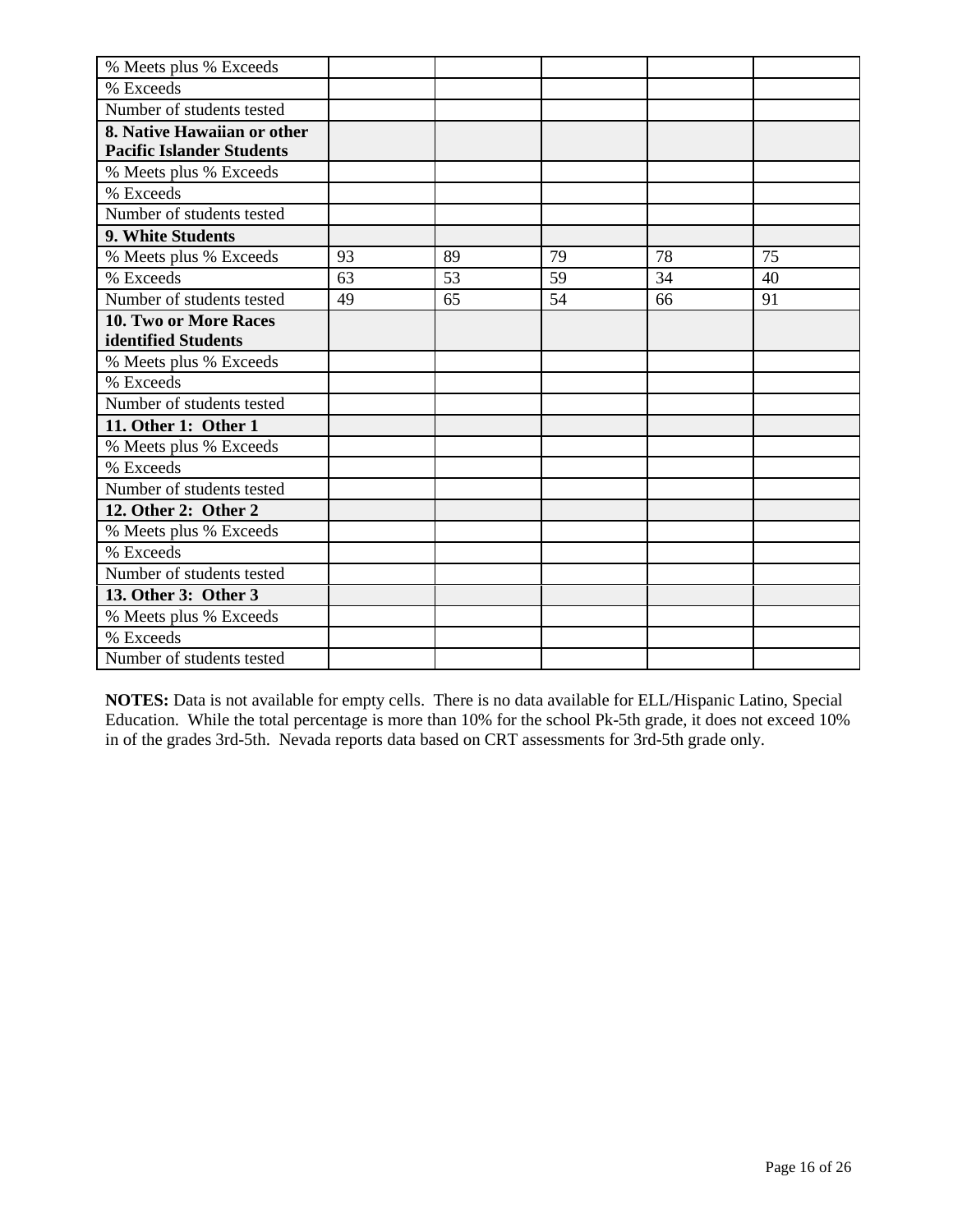| | | | | | |
|---|---|---|---|---|---|
| % Meets plus % Exceeds | | | | | |
| % Exceeds | | | | | |
| Number of students tested | | | | | |
| **8. Native Hawaiian or other Pacific Islander Students** | | | | | |
| % Meets plus % Exceeds | | | | | |
| % Exceeds | | | | | |
| Number of students tested | | | | | |
| **9. White Students** | | | | | |
| % Meets plus % Exceeds | 93 | 89 | 79 | 78 | 75 |
| % Exceeds | 63 | 53 | 59 | 34 | 40 |
| Number of students tested | 49 | 65 | 54 | 66 | 91 |
| **10. Two or More Races identified Students** | | | | | |
| % Meets plus % Exceeds | | | | | |
| % Exceeds | | | | | |
| Number of students tested | | | | | |
| **11. Other 1: Other 1** | | | | | |
| % Meets plus % Exceeds | | | | | |
| % Exceeds | | | | | |
| Number of students tested | | | | | |
| **12. Other 2: Other 2** | | | | | |
| % Meets plus % Exceeds | | | | | |
| % Exceeds | | | | | |
| Number of students tested | | | | | |
| **13. Other 3: Other 3** | | | | | |
| % Meets plus % Exceeds | | | | | |
| % Exceeds | | | | | |
| Number of students tested | | | | | |

**NOTES:** Data is not available for empty cells. There is no data available for ELL/Hispanic Latino, Special Education. While the total percentage is more than 10% for the school Pk-5th grade, it does not exceed 10% in of the grades 3rd-5th. Nevada reports data based on CRT assessments for 3rd-5th grade only.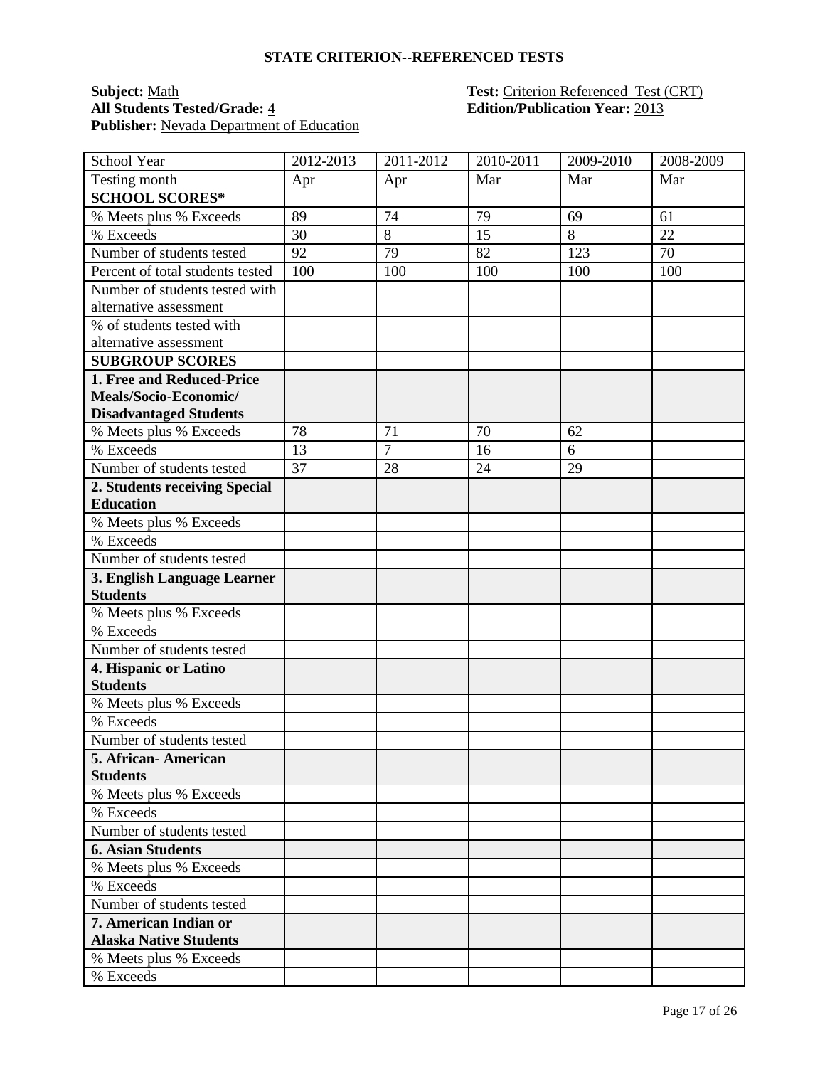## STATE CRITERION--REFERENCED TESTS

**Subject:** Math  
**Test:** Criterion Referenced Test (CRT)  
**All Students Tested/Grade:** 4  
**Edition/Publication Year:** 2013  
**Publisher:** Nevada Department of Education

| School Year | 2012-2013 | 2011-2012 | 2010-2011 | 2009-2010 | 2008-2009 |
|---|---|---|---|---|---|
| Testing month | Apr | Apr | Mar | Mar | Mar |
| **SCHOOL SCORES*** | | | | | |
| % Meets plus % Exceeds | 89 | 74 | 79 | 69 | 61 |
| % Exceeds | 30 | 8 | 15 | 8 | 22 |
| Number of students tested | 92 | 79 | 82 | 123 | 70 |
| Percent of total students tested | 100 | 100 | 100 | 100 | 100 |
| Number of students tested with alternative assessment | | | | | |
| % of students tested with alternative assessment | | | | | |
| **SUBGROUP SCORES** | | | | | |
| **1. Free and Reduced-Price Meals/Socio-Economic/ Disadvantaged Students** | | | | | |
| % Meets plus % Exceeds | 78 | 71 | 70 | 62 | |
| % Exceeds | 13 | 7 | 16 | 6 | |
| Number of students tested | 37 | 28 | 24 | 29 | |
| **2. Students receiving Special Education** | | | | | |
| % Meets plus % Exceeds | | | | | |
| % Exceeds | | | | | |
| Number of students tested | | | | | |
| **3. English Language Learner Students** | | | | | |
| % Meets plus % Exceeds | | | | | |
| % Exceeds | | | | | |
| Number of students tested | | | | | |
| **4. Hispanic or Latino Students** | | | | | |
| % Meets plus % Exceeds | | | | | |
| % Exceeds | | | | | |
| Number of students tested | | | | | |
| **5. African- American Students** | | | | | |
| % Meets plus % Exceeds | | | | | |
| % Exceeds | | | | | |
| Number of students tested | | | | | |
| **6. Asian Students** | | | | | |
| % Meets plus % Exceeds | | | | | |
| % Exceeds | | | | | |
| Number of students tested | | | | | |
| **7. American Indian or Alaska Native Students** | | | | | |
| % Meets plus % Exceeds | | | | | |
| % Exceeds | | | | | |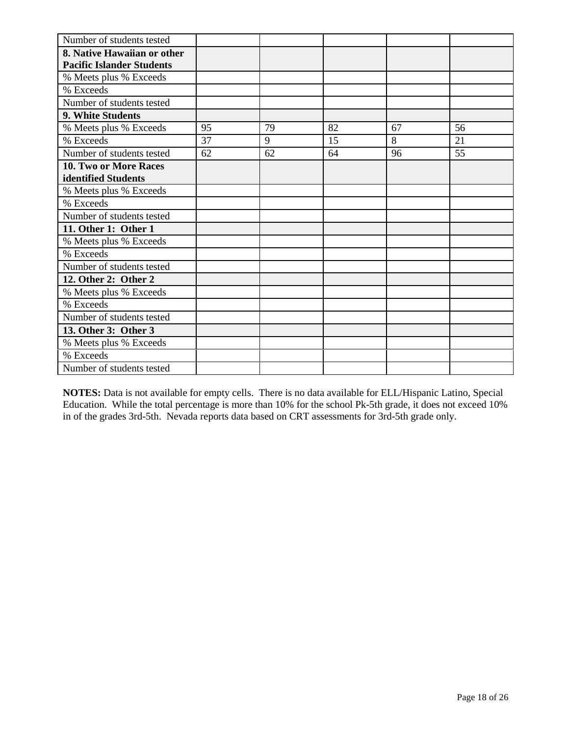| | | | | | |
|---|---|---|---|---|---|
| Number of students tested | | | | | |
| **8. Native Hawaiian or other Pacific Islander Students** | | | | | |
| % Meets plus % Exceeds | | | | | |
| % Exceeds | | | | | |
| Number of students tested | | | | | |
| **9. White Students** | | | | | |
| % Meets plus % Exceeds | 95 | 79 | 82 | 67 | 56 |
| % Exceeds | 37 | 9 | 15 | 8 | 21 |
| Number of students tested | 62 | 62 | 64 | 96 | 55 |
| **10. Two or More Races identified Students** | | | | | |
| % Meets plus % Exceeds | | | | | |
| % Exceeds | | | | | |
| Number of students tested | | | | | |
| **11. Other 1: Other 1** | | | | | |
| % Meets plus % Exceeds | | | | | |
| % Exceeds | | | | | |
| Number of students tested | | | | | |
| **12. Other 2: Other 2** | | | | | |
| % Meets plus % Exceeds | | | | | |
| % Exceeds | | | | | |
| Number of students tested | | | | | |
| **13. Other 3: Other 3** | | | | | |
| % Meets plus % Exceeds | | | | | |
| % Exceeds | | | | | |
| Number of students tested | | | | | |

**NOTES:** Data is not available for empty cells. There is no data available for ELL/Hispanic Latino, Special Education. While the total percentage is more than 10% for the school Pk-5th grade, it does not exceed 10% in of the grades 3rd-5th. Nevada reports data based on CRT assessments for 3rd-5th grade only.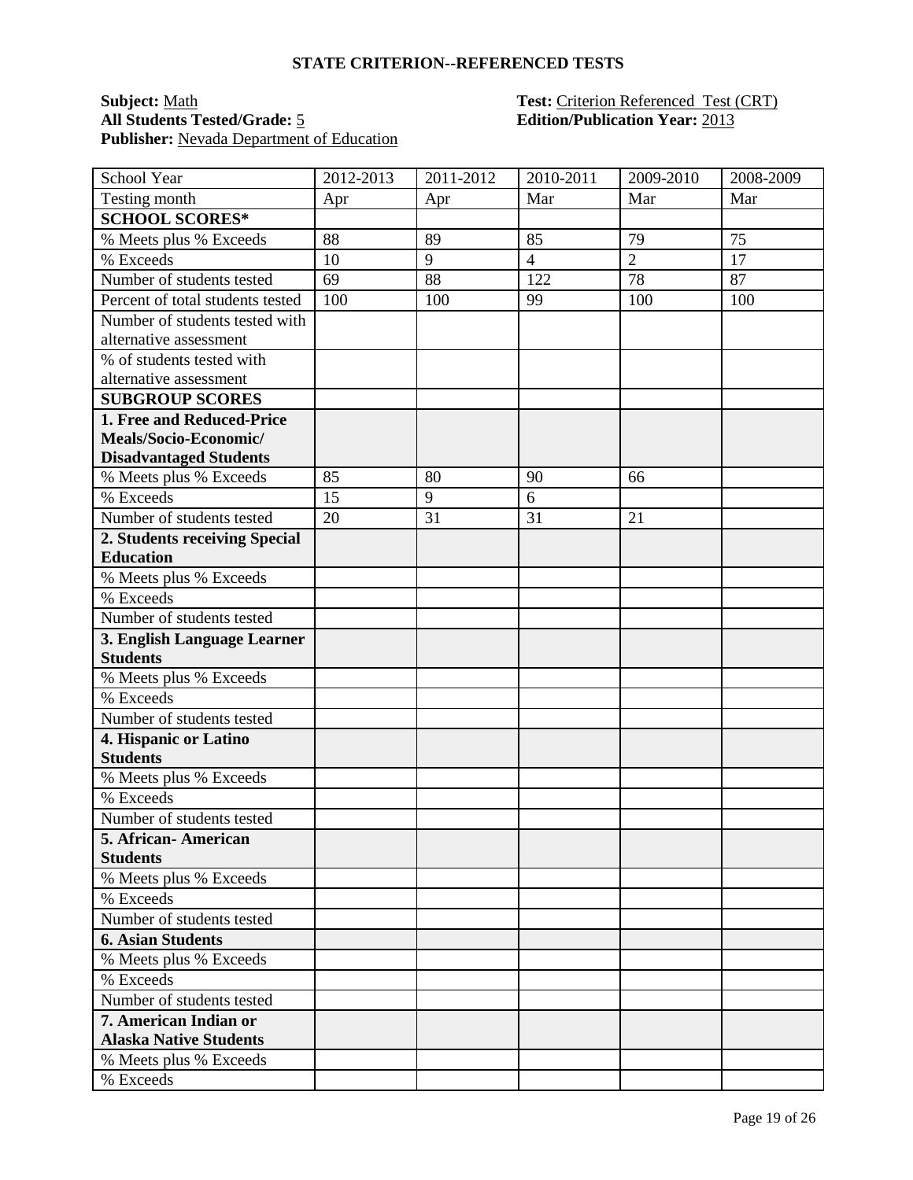## STATE CRITERION--REFERENCED TESTS

**Subject:** Math
**Test:** Criterion Referenced Test (CRT)
**All Students Tested/Grade:** 5
**Edition/Publication Year:** 2013
**Publisher:** Nevada Department of Education

| School Year | 2012-2013 | 2011-2012 | 2010-2011 | 2009-2010 | 2008-2009 |
|---|---|---|---|---|---|
| Testing month | Apr | Apr | Mar | Mar | Mar |
| **SCHOOL SCORES*** | | | | | |
| % Meets plus % Exceeds | 88 | 89 | 85 | 79 | 75 |
| % Exceeds | 10 | 9 | 4 | 2 | 17 |
| Number of students tested | 69 | 88 | 122 | 78 | 87 |
| Percent of total students tested | 100 | 100 | 99 | 100 | 100 |
| Number of students tested with alternative assessment | | | | | |
| % of students tested with alternative assessment | | | | | |
| **SUBGROUP SCORES** | | | | | |
| **1. Free and Reduced-Price Meals/Socio-Economic/ Disadvantaged Students** | | | | | |
| % Meets plus % Exceeds | 85 | 80 | 90 | 66 | |
| % Exceeds | 15 | 9 | 6 | | |
| Number of students tested | 20 | 31 | 31 | 21 | |
| **2. Students receiving Special Education** | | | | | |
| % Meets plus % Exceeds | | | | | |
| % Exceeds | | | | | |
| Number of students tested | | | | | |
| **3. English Language Learner Students** | | | | | |
| % Meets plus % Exceeds | | | | | |
| % Exceeds | | | | | |
| Number of students tested | | | | | |
| **4. Hispanic or Latino Students** | | | | | |
| % Meets plus % Exceeds | | | | | |
| % Exceeds | | | | | |
| Number of students tested | | | | | |
| **5. African- American Students** | | | | | |
| % Meets plus % Exceeds | | | | | |
| % Exceeds | | | | | |
| Number of students tested | | | | | |
| **6. Asian Students** | | | | | |
| % Meets plus % Exceeds | | | | | |
| % Exceeds | | | | | |
| Number of students tested | | | | | |
| **7. American Indian or Alaska Native Students** | | | | | |
| % Meets plus % Exceeds | | | | | |
| % Exceeds | | | | | |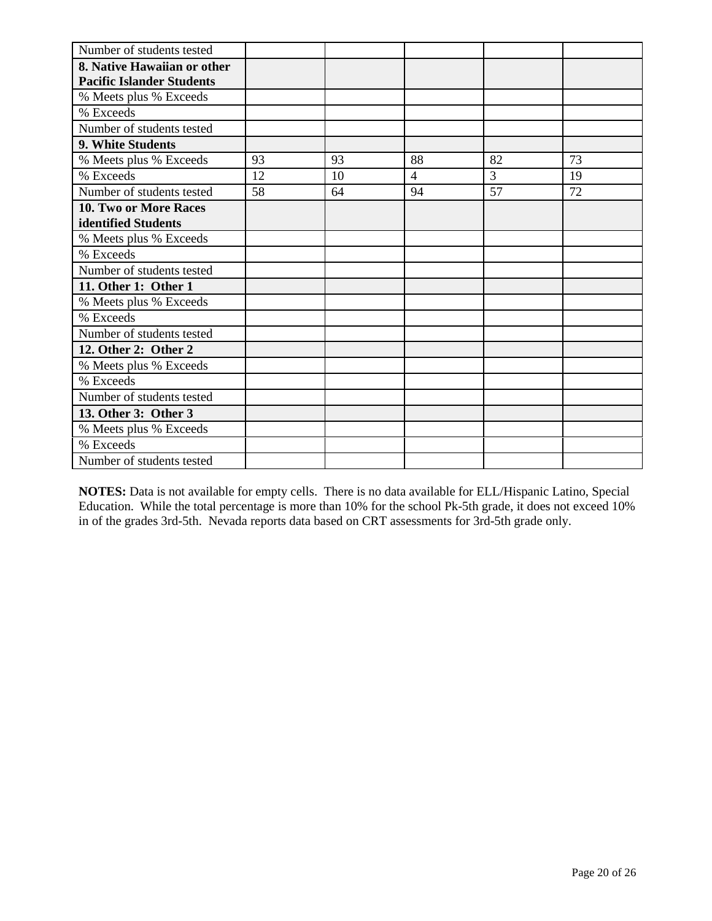| | | | | | |
|---|---|---|---|---|---|
| Number of students tested | | | | | |
| **8. Native Hawaiian or other Pacific Islander Students** | | | | | |
| % Meets plus % Exceeds | | | | | |
| % Exceeds | | | | | |
| Number of students tested | | | | | |
| **9. White Students** | | | | | |
| % Meets plus % Exceeds | 93 | 93 | 88 | 82 | 73 |
| % Exceeds | 12 | 10 | 4 | 3 | 19 |
| Number of students tested | 58 | 64 | 94 | 57 | 72 |
| **10. Two or More Races identified Students** | | | | | |
| % Meets plus % Exceeds | | | | | |
| % Exceeds | | | | | |
| Number of students tested | | | | | |
| **11. Other 1: Other 1** | | | | | |
| % Meets plus % Exceeds | | | | | |
| % Exceeds | | | | | |
| Number of students tested | | | | | |
| **12. Other 2: Other 2** | | | | | |
| % Meets plus % Exceeds | | | | | |
| % Exceeds | | | | | |
| Number of students tested | | | | | |
| **13. Other 3: Other 3** | | | | | |
| % Meets plus % Exceeds | | | | | |
| % Exceeds | | | | | |
| Number of students tested | | | | | |

**NOTES:** Data is not available for empty cells. There is no data available for ELL/Hispanic Latino, Special Education. While the total percentage is more than 10% for the school Pk-5th grade, it does not exceed 10% in of the grades 3rd-5th. Nevada reports data based on CRT assessments for 3rd-5th grade only.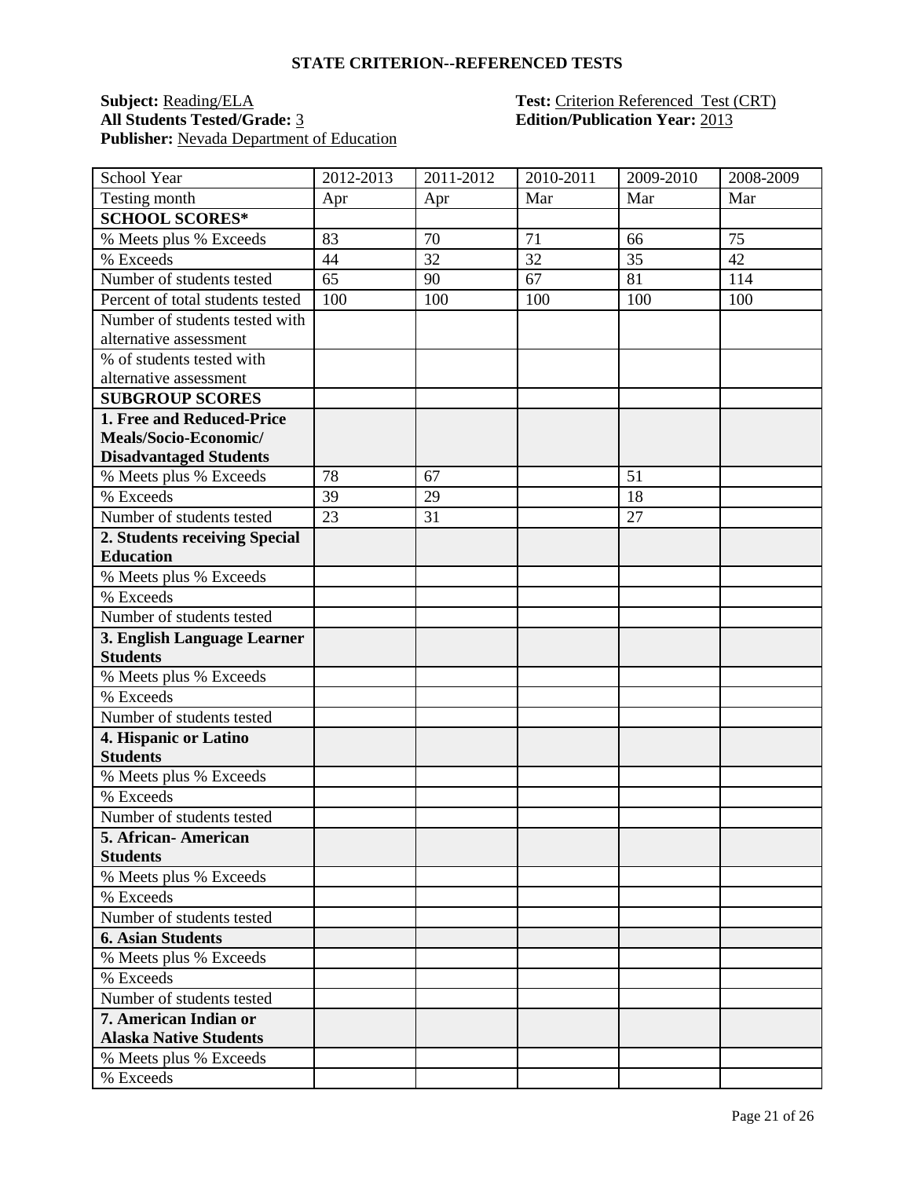## STATE CRITERION--REFERENCED TESTS

**Subject:** Reading/ELA
**Test:** Criterion Referenced Test (CRT)
**All Students Tested/Grade:** 3
**Edition/Publication Year:** 2013
**Publisher:** Nevada Department of Education

| School Year | 2012-2013 | 2011-2012 | 2010-2011 | 2009-2010 | 2008-2009 |
|---|---|---|---|---|---|
| Testing month | Apr | Apr | Mar | Mar | Mar |
| **SCHOOL SCORES*** | | | | | |
| % Meets plus % Exceeds | 83 | 70 | 71 | 66 | 75 |
| % Exceeds | 44 | 32 | 32 | 35 | 42 |
| Number of students tested | 65 | 90 | 67 | 81 | 114 |
| Percent of total students tested | 100 | 100 | 100 | 100 | 100 |
| Number of students tested with alternative assessment | | | | | |
| % of students tested with alternative assessment | | | | | |
| **SUBGROUP SCORES** | | | | | |
| **1. Free and Reduced-Price Meals/Socio-Economic/ Disadvantaged Students** | | | | | |
| % Meets plus % Exceeds | 78 | 67 | | 51 | |
| % Exceeds | 39 | 29 | | 18 | |
| Number of students tested | 23 | 31 | | 27 | |
| **2. Students receiving Special Education** | | | | | |
| % Meets plus % Exceeds | | | | | |
| % Exceeds | | | | | |
| Number of students tested | | | | | |
| **3. English Language Learner Students** | | | | | |
| % Meets plus % Exceeds | | | | | |
| % Exceeds | | | | | |
| Number of students tested | | | | | |
| **4. Hispanic or Latino Students** | | | | | |
| % Meets plus % Exceeds | | | | | |
| % Exceeds | | | | | |
| Number of students tested | | | | | |
| **5. African- American Students** | | | | | |
| % Meets plus % Exceeds | | | | | |
| % Exceeds | | | | | |
| Number of students tested | | | | | |
| **6. Asian Students** | | | | | |
| % Meets plus % Exceeds | | | | | |
| % Exceeds | | | | | |
| Number of students tested | | | | | |
| **7. American Indian or Alaska Native Students** | | | | | |
| % Meets plus % Exceeds | | | | | |
| % Exceeds | | | | | |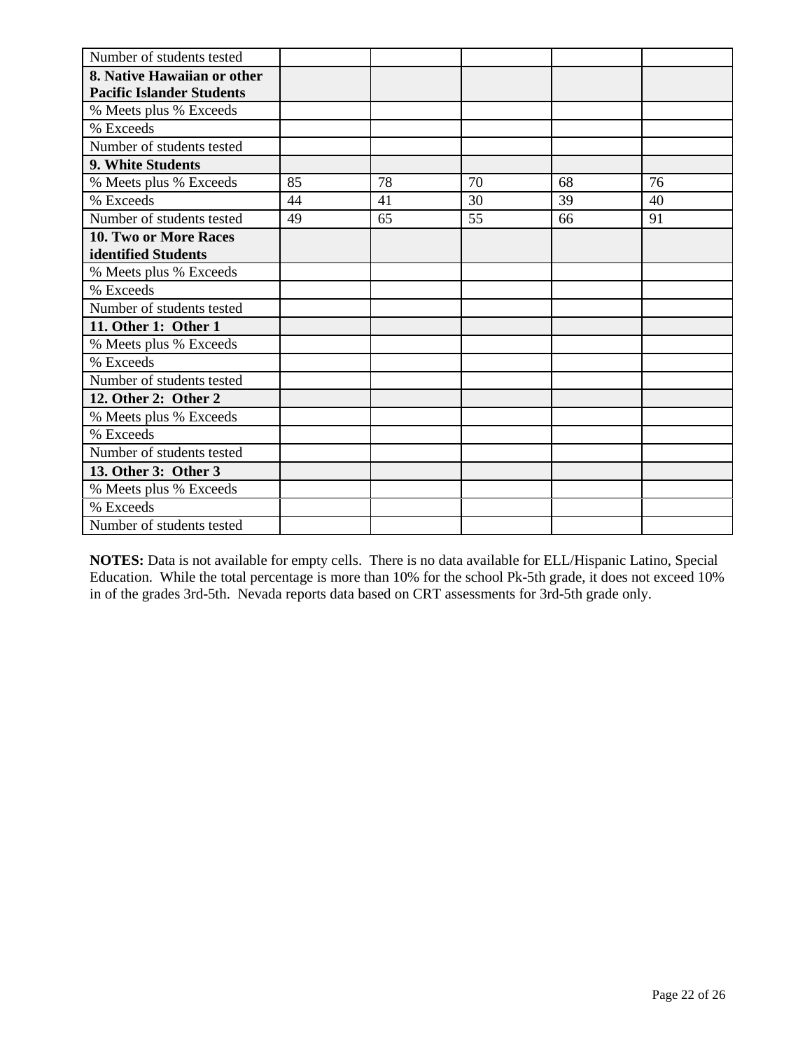| Number of students tested | | | | | |
|---|---|---|---|---|---|
| **8. Native Hawaiian or other Pacific Islander Students** | | | | | |
| % Meets plus % Exceeds | | | | | |
| % Exceeds | | | | | |
| Number of students tested | | | | | |
| **9. White Students** | | | | | |
| % Meets plus % Exceeds | 85 | 78 | 70 | 68 | 76 |
| % Exceeds | 44 | 41 | 30 | 39 | 40 |
| Number of students tested | 49 | 65 | 55 | 66 | 91 |
| **10. Two or More Races identified Students** | | | | | |
| % Meets plus % Exceeds | | | | | |
| % Exceeds | | | | | |
| Number of students tested | | | | | |
| **11. Other 1: Other 1** | | | | | |
| % Meets plus % Exceeds | | | | | |
| % Exceeds | | | | | |
| Number of students tested | | | | | |
| **12. Other 2: Other 2** | | | | | |
| % Meets plus % Exceeds | | | | | |
| % Exceeds | | | | | |
| Number of students tested | | | | | |
| **13. Other 3: Other 3** | | | | | |
| % Meets plus % Exceeds | | | | | |
| % Exceeds | | | | | |
| Number of students tested | | | | | |

**NOTES:** Data is not available for empty cells. There is no data available for ELL/Hispanic Latino, Special Education. While the total percentage is more than 10% for the school Pk-5th grade, it does not exceed 10% in of the grades 3rd-5th. Nevada reports data based on CRT assessments for 3rd-5th grade only.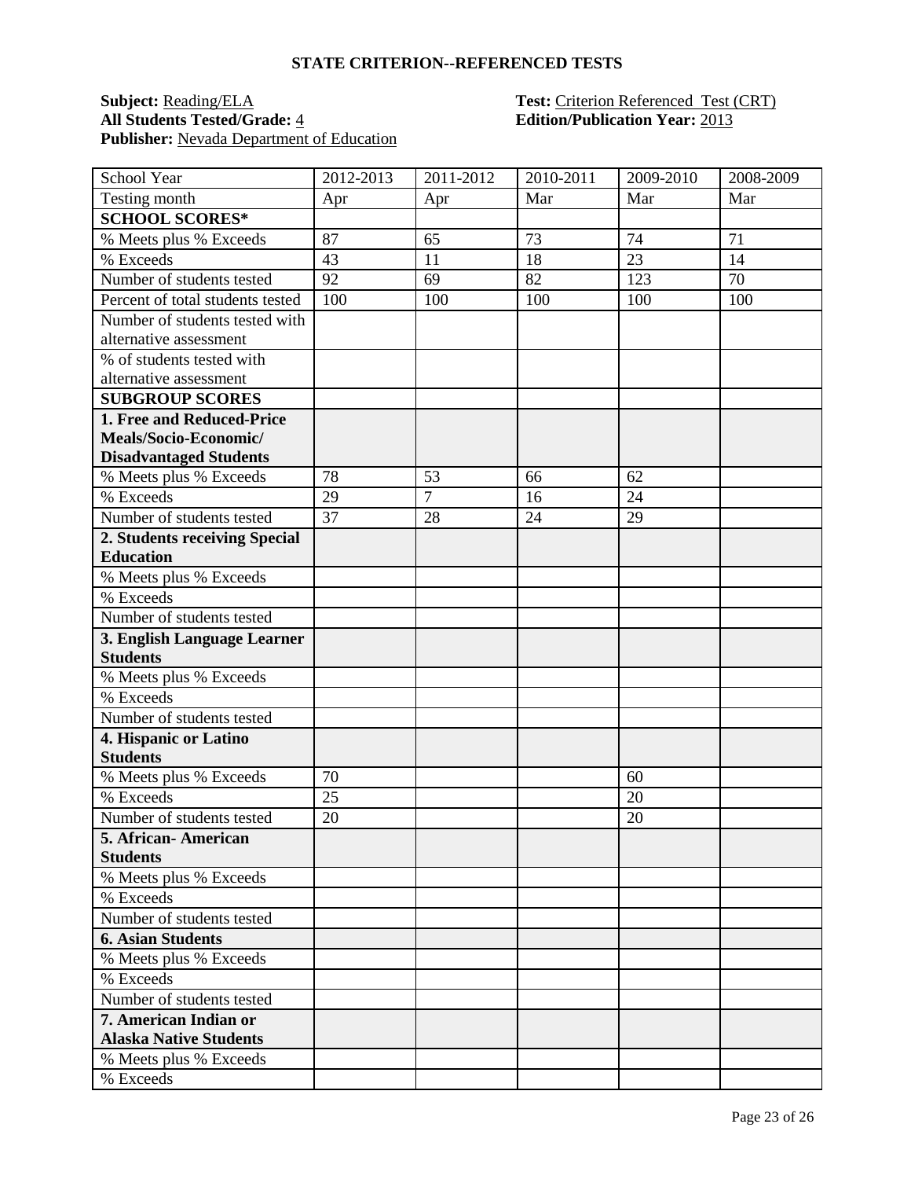## STATE CRITERION--REFERENCED TESTS

**Subject:** Reading/ELA  
**All Students Tested/Grade:** 4  
**Publisher:** Nevada Department of Education

**Test:** Criterion Referenced Test (CRT)  
**Edition/Publication Year:** 2013

| School Year | 2012-2013 | 2011-2012 | 2010-2011 | 2009-2010 | 2008-2009 |
|---|---|---|---|---|---|
| Testing month | Apr | Apr | Mar | Mar | Mar |
| **SCHOOL SCORES*** | | | | | |
| % Meets plus % Exceeds | 87 | 65 | 73 | 74 | 71 |
| % Exceeds | 43 | 11 | 18 | 23 | 14 |
| Number of students tested | 92 | 69 | 82 | 123 | 70 |
| Percent of total students tested | 100 | 100 | 100 | 100 | 100 |
| Number of students tested with alternative assessment | | | | | |
| % of students tested with alternative assessment | | | | | |
| **SUBGROUP SCORES** | | | | | |
| **1. Free and Reduced-Price Meals/Socio-Economic/ Disadvantaged Students** | | | | | |
| % Meets plus % Exceeds | 78 | 53 | 66 | 62 | |
| % Exceeds | 29 | 7 | 16 | 24 | |
| Number of students tested | 37 | 28 | 24 | 29 | |
| **2. Students receiving Special Education** | | | | | |
| % Meets plus % Exceeds | | | | | |
| % Exceeds | | | | | |
| Number of students tested | | | | | |
| **3. English Language Learner Students** | | | | | |
| % Meets plus % Exceeds | | | | | |
| % Exceeds | | | | | |
| Number of students tested | | | | | |
| **4. Hispanic or Latino Students** | | | | | |
| % Meets plus % Exceeds | 70 | | | 60 | |
| % Exceeds | 25 | | | 20 | |
| Number of students tested | 20 | | | 20 | |
| **5. African- American Students** | | | | | |
| % Meets plus % Exceeds | | | | | |
| % Exceeds | | | | | |
| Number of students tested | | | | | |
| **6. Asian Students** | | | | | |
| % Meets plus % Exceeds | | | | | |
| % Exceeds | | | | | |
| Number of students tested | | | | | |
| **7. American Indian or Alaska Native Students** | | | | | |
| % Meets plus % Exceeds | | | | | |
| % Exceeds | | | | | |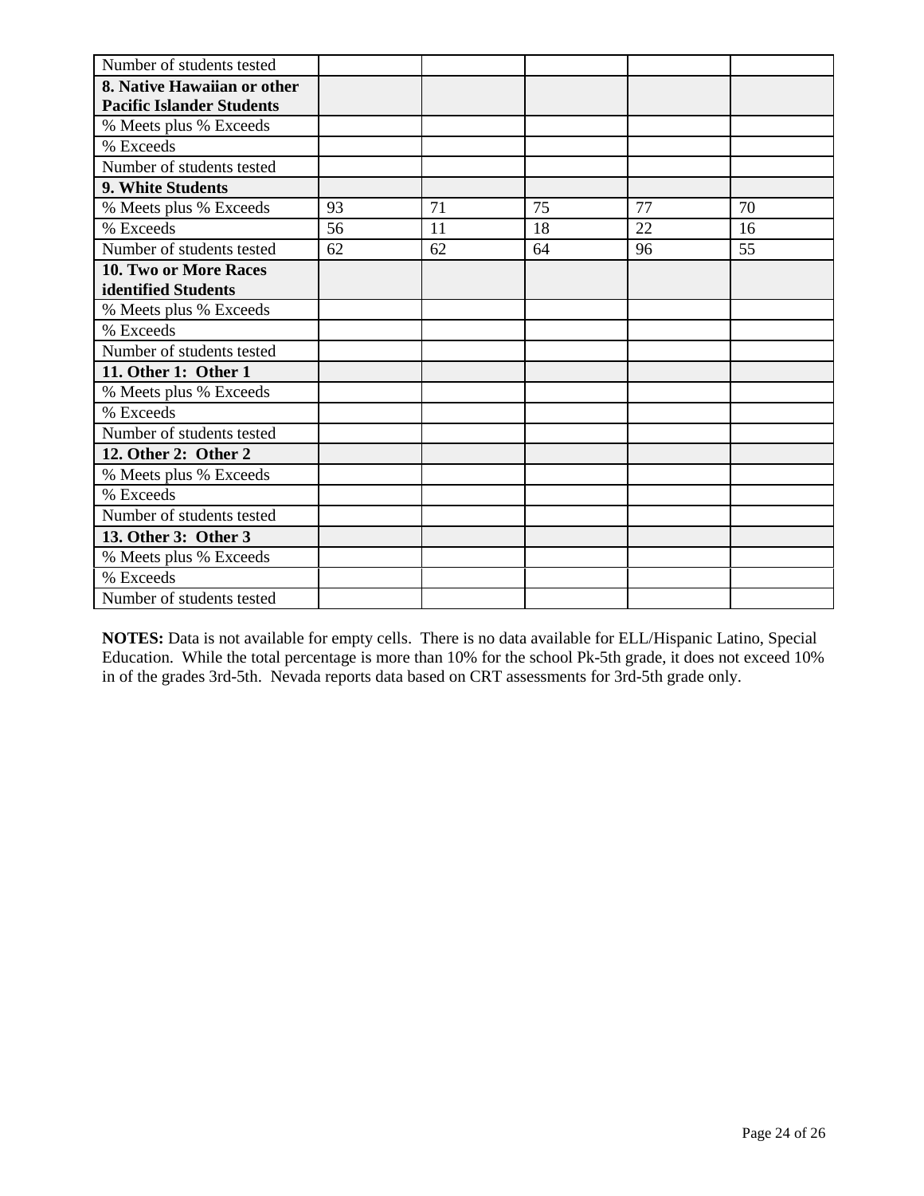| | | | | | |
|---|---|---|---|---|---|
| Number of students tested | | | | | |
| **8. Native Hawaiian or other Pacific Islander Students** | | | | | |
| % Meets plus % Exceeds | | | | | |
| % Exceeds | | | | | |
| Number of students tested | | | | | |
| **9. White Students** | | | | | |
| % Meets plus % Exceeds | 93 | 71 | 75 | 77 | 70 |
| % Exceeds | 56 | 11 | 18 | 22 | 16 |
| Number of students tested | 62 | 62 | 64 | 96 | 55 |
| **10. Two or More Races identified Students** | | | | | |
| % Meets plus % Exceeds | | | | | |
| % Exceeds | | | | | |
| Number of students tested | | | | | |
| **11. Other 1: Other 1** | | | | | |
| % Meets plus % Exceeds | | | | | |
| % Exceeds | | | | | |
| Number of students tested | | | | | |
| **12. Other 2: Other 2** | | | | | |
| % Meets plus % Exceeds | | | | | |
| % Exceeds | | | | | |
| Number of students tested | | | | | |
| **13. Other 3: Other 3** | | | | | |
| % Meets plus % Exceeds | | | | | |
| % Exceeds | | | | | |
| Number of students tested | | | | | |

**NOTES:** Data is not available for empty cells. There is no data available for ELL/Hispanic Latino, Special Education. While the total percentage is more than 10% for the school Pk-5th grade, it does not exceed 10% in of the grades 3rd-5th. Nevada reports data based on CRT assessments for 3rd-5th grade only.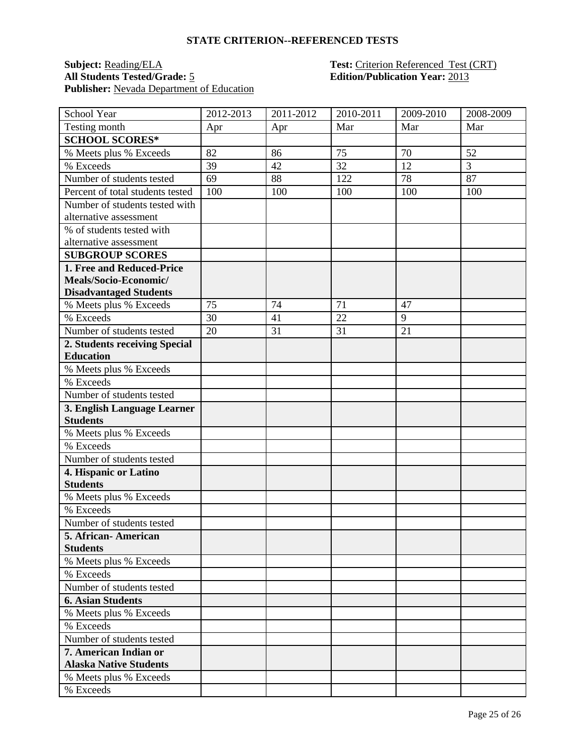## STATE CRITERION--REFERENCED TESTS

**Subject:** Reading/ELA
**All Students Tested/Grade:** 5
**Publisher:** Nevada Department of Education

**Test:** Criterion Referenced Test (CRT)
**Edition/Publication Year:** 2013

| School Year | 2012-2013 | 2011-2012 | 2010-2011 | 2009-2010 | 2008-2009 |
|---|---|---|---|---|---|
| Testing month | Apr | Apr | Mar | Mar | Mar |
| **SCHOOL SCORES*** | | | | | |
| % Meets plus % Exceeds | 82 | 86 | 75 | 70 | 52 |
| % Exceeds | 39 | 42 | 32 | 12 | 3 |
| Number of students tested | 69 | 88 | 122 | 78 | 87 |
| Percent of total students tested | 100 | 100 | 100 | 100 | 100 |
| Number of students tested with alternative assessment | | | | | |
| % of students tested with alternative assessment | | | | | |
| **SUBGROUP SCORES** | | | | | |
| **1. Free and Reduced-Price Meals/Socio-Economic/ Disadvantaged Students** | | | | | |
| % Meets plus % Exceeds | 75 | 74 | 71 | 47 | |
| % Exceeds | 30 | 41 | 22 | 9 | |
| Number of students tested | 20 | 31 | 31 | 21 | |
| **2. Students receiving Special Education** | | | | | |
| % Meets plus % Exceeds | | | | | |
| % Exceeds | | | | | |
| Number of students tested | | | | | |
| **3. English Language Learner Students** | | | | | |
| % Meets plus % Exceeds | | | | | |
| % Exceeds | | | | | |
| Number of students tested | | | | | |
| **4. Hispanic or Latino Students** | | | | | |
| % Meets plus % Exceeds | | | | | |
| % Exceeds | | | | | |
| Number of students tested | | | | | |
| **5. African- American Students** | | | | | |
| % Meets plus % Exceeds | | | | | |
| % Exceeds | | | | | |
| Number of students tested | | | | | |
| **6. Asian Students** | | | | | |
| % Meets plus % Exceeds | | | | | |
| % Exceeds | | | | | |
| Number of students tested | | | | | |
| **7. American Indian or Alaska Native Students** | | | | | |
| % Meets plus % Exceeds | | | | | |
| % Exceeds | | | | | |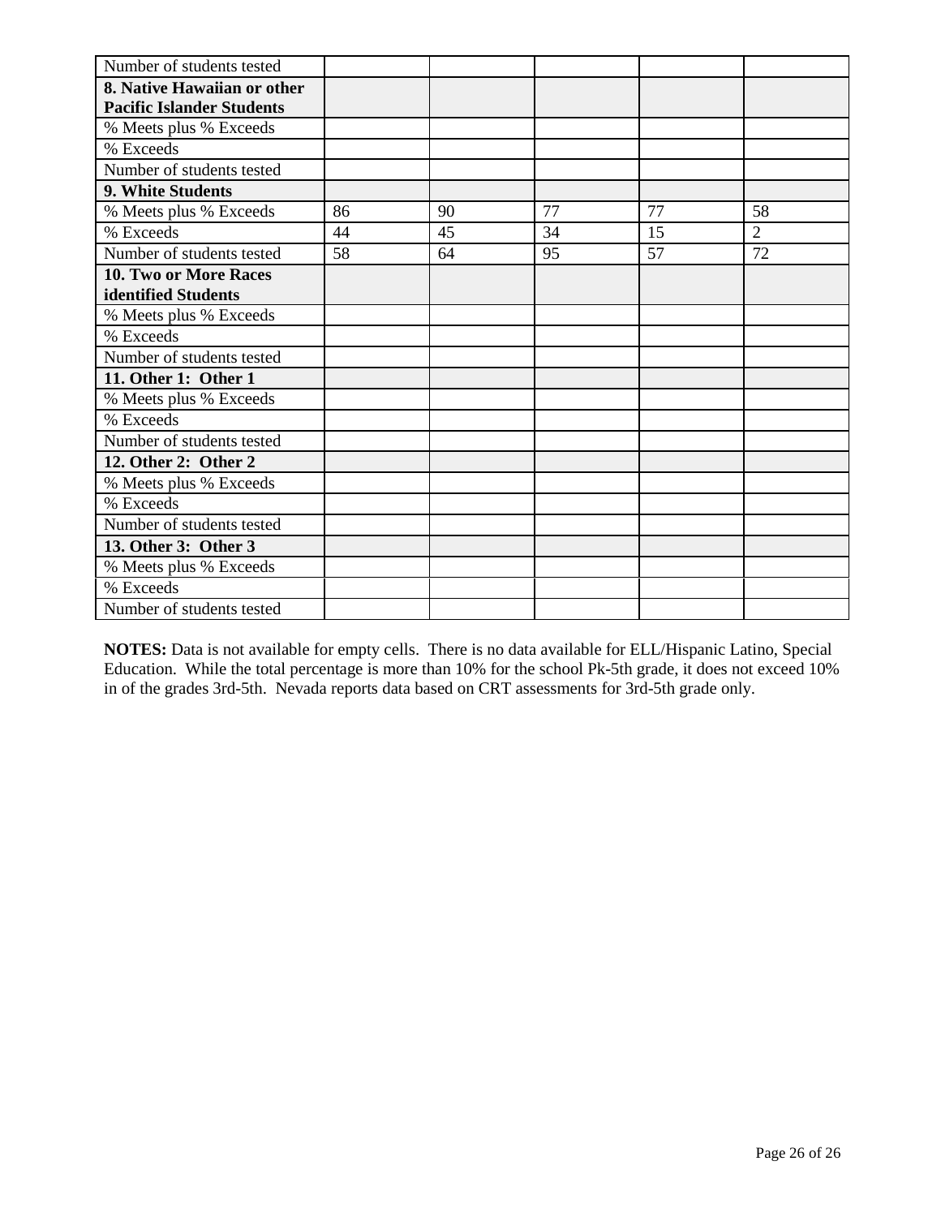| | | | | | |
|---|---|---|---|---|---|
| Number of students tested | | | | | |
| **8. Native Hawaiian or other Pacific Islander Students** | | | | | |
| % Meets plus % Exceeds | | | | | |
| % Exceeds | | | | | |
| Number of students tested | | | | | |
| **9. White Students** | | | | | |
| % Meets plus % Exceeds | 86 | 90 | 77 | 77 | 58 |
| % Exceeds | 44 | 45 | 34 | 15 | 2 |
| Number of students tested | 58 | 64 | 95 | 57 | 72 |
| **10. Two or More Races identified Students** | | | | | |
| % Meets plus % Exceeds | | | | | |
| % Exceeds | | | | | |
| Number of students tested | | | | | |
| **11. Other 1: Other 1** | | | | | |
| % Meets plus % Exceeds | | | | | |
| % Exceeds | | | | | |
| Number of students tested | | | | | |
| **12. Other 2: Other 2** | | | | | |
| % Meets plus % Exceeds | | | | | |
| % Exceeds | | | | | |
| Number of students tested | | | | | |
| **13. Other 3: Other 3** | | | | | |
| % Meets plus % Exceeds | | | | | |
| % Exceeds | | | | | |
| Number of students tested | | | | | |

**NOTES:** Data is not available for empty cells. There is no data available for ELL/Hispanic Latino, Special Education. While the total percentage is more than 10% for the school Pk-5th grade, it does not exceed 10% in of the grades 3rd-5th. Nevada reports data based on CRT assessments for 3rd-5th grade only.